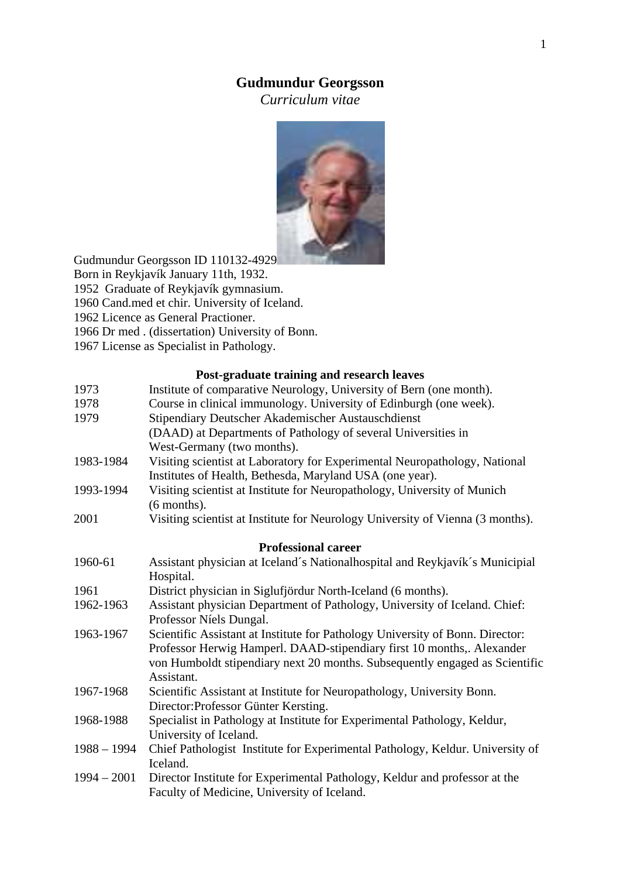# Gudmundur Georgsson

*Curriculum vitae*

Gudmundur Georgsson ID 110132-4929
Born in Reykjavík January 11th, 1932.
1952 Graduate of Reykjavík gymnasium.
1960 Cand.med et chir. University of Iceland.
1962 Licence as General Practioner.
1966 Dr med . (dissertation) University of Bonn.
1967 License as Specialist in Pathology.

## Post-graduate training and research leaves

| | |
|---|---|
| 1973 | Institute of comparative Neurology, University of Bern (one month). |
| 1978 | Course in clinical immunology. University of Edinburgh (one week). |
| 1979 | Stipendiary Deutscher Akademischer Austauschdienst (DAAD) at Departments of Pathology of several Universities in West-Germany (two months). |
| 1983-1984 | Visiting scientist at Laboratory for Experimental Neuropathology, National Institutes of Health, Bethesda, Maryland USA (one year). |
| 1993-1994 | Visiting scientist at Institute for Neuropathology, University of Munich (6 months). |
| 2001 | Visiting scientist at Institute for Neurology University of Vienna (3 months). |

## Professional career

| | |
|---|---|
| 1960-61 | Assistant physician at Iceland´s Nationalhospital and Reykjavík´s Municipial Hospital. |
| 1961 | District physician in Siglufjördur North-Iceland (6 months). |
| 1962-1963 | Assistant physician Department of Pathology, University of Iceland. Chief: Professor Níels Dungal. |
| 1963-1967 | Scientific Assistant at Institute for Pathology University of Bonn. Director: Professor Herwig Hamperl. DAAD-stipendiary first 10 months,. Alexander von Humboldt stipendiary next 20 months. Subsequently engaged as Scientific Assistant. |
| 1967-1968 | Scientific Assistant at Institute for Neuropathology, University Bonn. Director:Professor Günter Kersting. |
| 1968-1988 | Specialist in Pathology at Institute for Experimental Pathology, Keldur, University of Iceland. |
| 1988 – 1994 | Chief Pathologist Institute for Experimental Pathology, Keldur. University of Iceland. |
| 1994 – 2001 | Director Institute for Experimental Pathology, Keldur and professor at the Faculty of Medicine, University of Iceland. |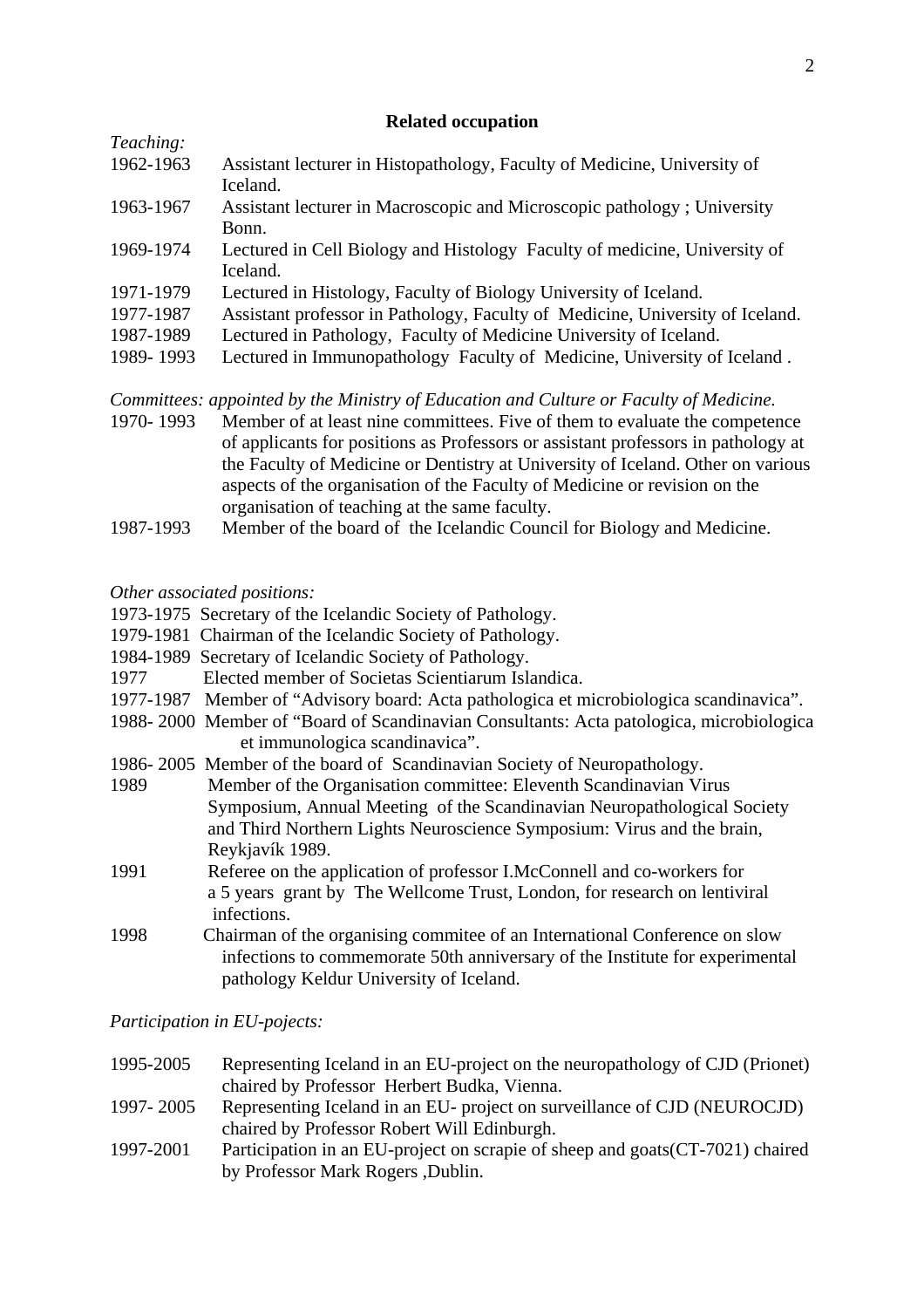## Related occupation

*Teaching:*

1962-1963 Assistant lecturer in Histopathology, Faculty of Medicine, University of Iceland.

1963-1967 Assistant lecturer in Macroscopic and Microscopic pathology ; University Bonn.

1969-1974 Lectured in Cell Biology and Histology Faculty of medicine, University of Iceland.

1971-1979 Lectured in Histology, Faculty of Biology University of Iceland.

1977-1987 Assistant professor in Pathology, Faculty of Medicine, University of Iceland.

1987-1989 Lectured in Pathology, Faculty of Medicine University of Iceland.

1989- 1993 Lectured in Immunopathology Faculty of Medicine, University of Iceland .

*Committees: appointed by the Ministry of Education and Culture or Faculty of Medicine.*

1970- 1993 Member of at least nine committees. Five of them to evaluate the competence of applicants for positions as Professors or assistant professors in pathology at the Faculty of Medicine or Dentistry at University of Iceland. Other on various aspects of the organisation of the Faculty of Medicine or revision on the organisation of teaching at the same faculty.

1987-1993 Member of the board of the Icelandic Council for Biology and Medicine.

*Other associated positions:*

1973-1975 Secretary of the Icelandic Society of Pathology.

1979-1981 Chairman of the Icelandic Society of Pathology.

1984-1989 Secretary of Icelandic Society of Pathology.

1977 Elected member of Societas Scientiarum Islandica.

1977-1987 Member of "Advisory board: Acta pathologica et microbiologica scandinavica".

1988- 2000 Member of "Board of Scandinavian Consultants: Acta patologica, microbiologica et immunologica scandinavica".

1986- 2005 Member of the board of Scandinavian Society of Neuropathology.

1989 Member of the Organisation committee: Eleventh Scandinavian Virus Symposium, Annual Meeting of the Scandinavian Neuropathological Society and Third Northern Lights Neuroscience Symposium: Virus and the brain, Reykjavík 1989.

1991 Referee on the application of professor I.McConnell and co-workers for a 5 years grant by The Wellcome Trust, London, for research on lentiviral infections.

1998 Chairman of the organising commitee of an International Conference on slow infections to commemorate 50th anniversary of the Institute for experimental pathology Keldur University of Iceland.

*Participation in EU-pojects:*

1995-2005 Representing Iceland in an EU-project on the neuropathology of CJD (Prionet) chaired by Professor Herbert Budka, Vienna.

1997- 2005 Representing Iceland in an EU- project on surveillance of CJD (NEUROCJD) chaired by Professor Robert Will Edinburgh.

1997-2001 Participation in an EU-project on scrapie of sheep and goats(CT-7021) chaired by Professor Mark Rogers ,Dublin.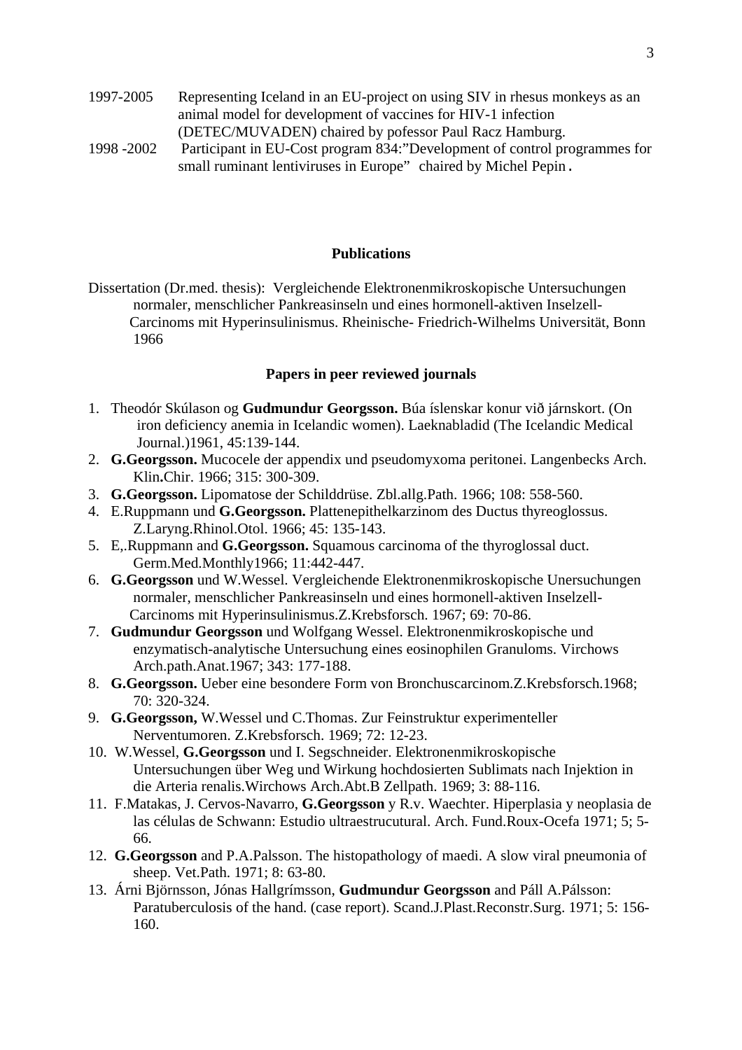1997-2005 Representing Iceland in an EU-project on using SIV in rhesus monkeys as an animal model for development of vaccines for HIV-1 infection (DETEC/MUVADEN) chaired by pofessor Paul Racz Hamburg.

1998 -2002 Participant in EU-Cost program 834:"Development of control programmes for small ruminant lentiviruses in Europe" chaired by Michel Pepin **.**

## Publications

Dissertation (Dr.med. thesis): Vergleichende Elektronenmikroskopische Untersuchungen normaler, menschlicher Pankreasinseln und eines hormonell-aktiven Inselzell-Carcinoms mit Hyperinsulinismus. Rheinische- Friedrich-Wilhelms Universität, Bonn 1966

### Papers in peer reviewed journals

1. Theodór Skúlason og **Gudmundur Georgsson.** Búa íslenskar konur við járnskort. (On iron deficiency anemia in Icelandic women). Laeknabladid (The Icelandic Medical Journal.)1961, 45:139-144.
2. **G.Georgsson.** Mucocele der appendix und pseudomyxoma peritonei. Langenbecks Arch. Klin**.**Chir. 1966; 315: 300-309.
3. **G.Georgsson.** Lipomatose der Schilddrüse. Zbl.allg.Path. 1966; 108: 558-560.
4. E.Ruppmann und **G.Georgsson.** Plattenepithelkarzinom des Ductus thyreoglossus. Z.Laryng.Rhinol.Otol. 1966; 45: 135-143.
5. E,.Ruppmann and **G.Georgsson.** Squamous carcinoma of the thyroglossal duct. Germ.Med.Monthly1966; 11:442-447.
6. **G.Georgsson** und W.Wessel. Vergleichende Elektronenmikroskopische Unersuchungen normaler, menschlicher Pankreasinseln und eines hormonell-aktiven Inselzell-Carcinoms mit Hyperinsulinismus.Z.Krebsforsch. 1967; 69: 70-86.
7. **Gudmundur Georgsson** und Wolfgang Wessel. Elektronenmikroskopische und enzymatisch-analytische Untersuchung eines eosinophilen Granuloms. Virchows Arch.path.Anat.1967; 343: 177-188.
8. **G.Georgsson.** Ueber eine besondere Form von Bronchuscarcinom.Z.Krebsforsch.1968; 70: 320-324.
9. **G.Georgsson,** W.Wessel und C.Thomas. Zur Feinstruktur experimenteller Nerventumoren. Z.Krebsforsch. 1969; 72: 12-23.
10. W.Wessel, **G.Georgsson** und I. Segschneider. Elektronenmikroskopische Untersuchungen über Weg und Wirkung hochdosierten Sublimats nach Injektion in die Arteria renalis.Wirchows Arch.Abt.B Zellpath. 1969; 3: 88-116.
11. F.Matakas, J. Cervos-Navarro, **G.Georgsson** y R.v. Waechter. Hiperplasia y neoplasia de las células de Schwann: Estudio ultraestrucutural. Arch. Fund.Roux-Ocefa 1971; 5; 5-66.
12. **G.Georgsson** and P.A.Palsson. The histopathology of maedi. A slow viral pneumonia of sheep. Vet.Path. 1971; 8: 63-80.
13. Árni Björnsson, Jónas Hallgrímsson, **Gudmundur Georgsson** and Páll A.Pálsson: Paratuberculosis of the hand. (case report). Scand.J.Plast.Reconstr.Surg. 1971; 5: 156-160.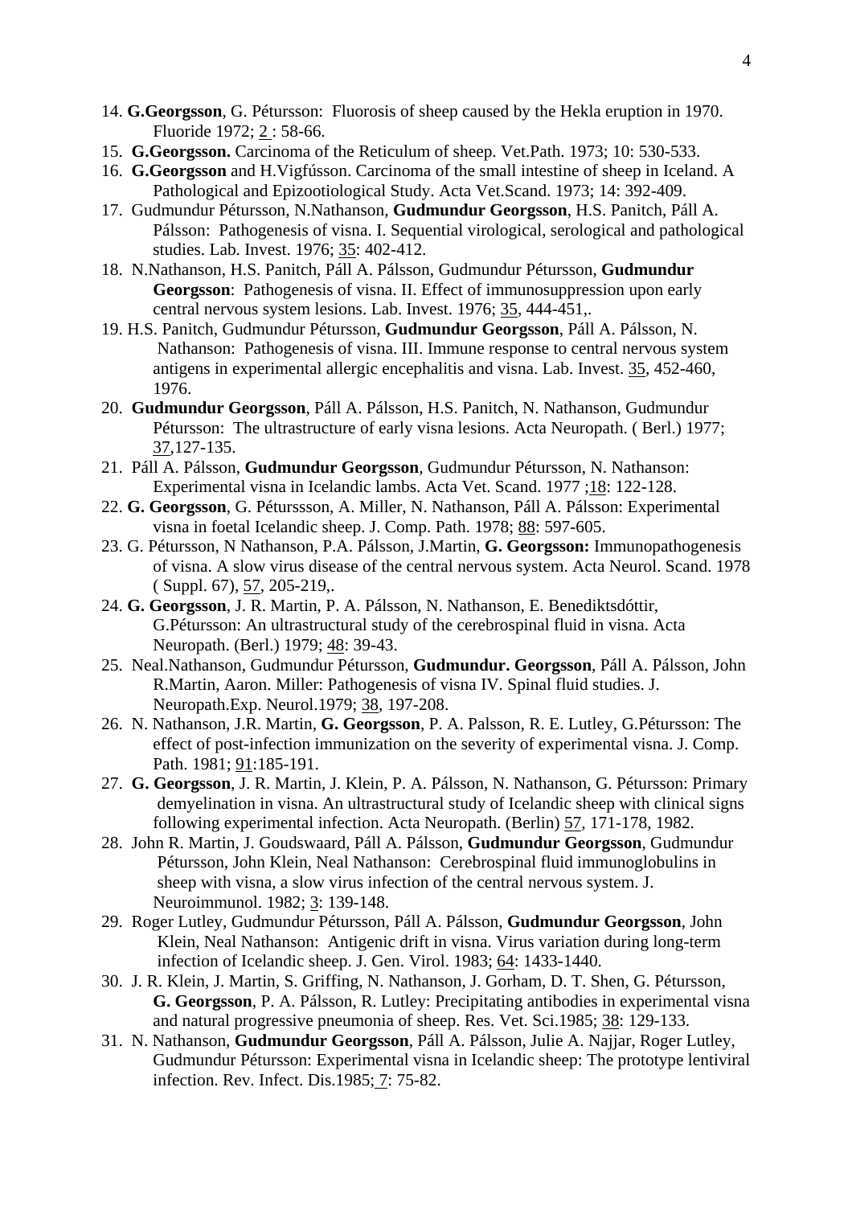14. **G.Georgsson**, G. Pétursson: Fluorosis of sheep caused by the Hekla eruption in 1970. Fluoride 1972; 2 : 58-66.
15. **G.Georgsson.** Carcinoma of the Reticulum of sheep. Vet.Path. 1973; 10: 530-533.
16. **G.Georgsson** and H.Vigfússon. Carcinoma of the small intestine of sheep in Iceland. A Pathological and Epizootiological Study. Acta Vet.Scand. 1973; 14: 392-409.
17. Gudmundur Pétursson, N.Nathanson, **Gudmundur Georgsson**, H.S. Panitch, Páll A. Pálsson: Pathogenesis of visna. I. Sequential virological, serological and pathological studies. Lab. Invest. 1976; 35: 402-412.
18. N.Nathanson, H.S. Panitch, Páll A. Pálsson, Gudmundur Pétursson, **Gudmundur Georgsson**: Pathogenesis of visna. II. Effect of immunosuppression upon early central nervous system lesions. Lab. Invest. 1976; 35, 444-451,.
19. H.S. Panitch, Gudmundur Pétursson, **Gudmundur Georgsson**, Páll A. Pálsson, N. Nathanson: Pathogenesis of visna. III. Immune response to central nervous system antigens in experimental allergic encephalitis and visna. Lab. Invest. 35, 452-460, 1976.
20. **Gudmundur Georgsson**, Páll A. Pálsson, H.S. Panitch, N. Nathanson, Gudmundur Pétursson: The ultrastructure of early visna lesions. Acta Neuropath. ( Berl.) 1977; 37,127-135.
21. Páll A. Pálsson, **Gudmundur Georgsson**, Gudmundur Pétursson, N. Nathanson: Experimental visna in Icelandic lambs. Acta Vet. Scand. 1977 ;18: 122-128.
22. **G. Georgsson**, G. Péturssson, A. Miller, N. Nathanson, Páll A. Pálsson: Experimental visna in foetal Icelandic sheep. J. Comp. Path. 1978; 88: 597-605.
23. G. Pétursson, N Nathanson, P.A. Pálsson, J.Martin, **G. Georgsson:** Immunopathogenesis of visna. A slow virus disease of the central nervous system. Acta Neurol. Scand. 1978 ( Suppl. 67), 57, 205-219,.
24. **G. Georgsson**, J. R. Martin, P. A. Pálsson, N. Nathanson, E. Benediktsdóttir, G.Pétursson: An ultrastructural study of the cerebrospinal fluid in visna. Acta Neuropath. (Berl.) 1979; 48: 39-43.
25. Neal.Nathanson, Gudmundur Pétursson, **Gudmundur. Georgsson**, Páll A. Pálsson, John R.Martin, Aaron. Miller: Pathogenesis of visna IV. Spinal fluid studies. J. Neuropath.Exp. Neurol.1979; 38, 197-208.
26. N. Nathanson, J.R. Martin, **G. Georgsson**, P. A. Palsson, R. E. Lutley, G.Pétursson: The effect of post-infection immunization on the severity of experimental visna. J. Comp. Path. 1981; 91:185-191.
27. **G. Georgsson**, J. R. Martin, J. Klein, P. A. Pálsson, N. Nathanson, G. Pétursson: Primary demyelination in visna. An ultrastructural study of Icelandic sheep with clinical signs following experimental infection. Acta Neuropath. (Berlin) 57, 171-178, 1982.
28. John R. Martin, J. Goudswaard, Páll A. Pálsson, **Gudmundur Georgsson**, Gudmundur Pétursson, John Klein, Neal Nathanson: Cerebrospinal fluid immunoglobulins in sheep with visna, a slow virus infection of the central nervous system. J. Neuroimmunol. 1982; 3: 139-148.
29. Roger Lutley, Gudmundur Pétursson, Páll A. Pálsson, **Gudmundur Georgsson**, John Klein, Neal Nathanson: Antigenic drift in visna. Virus variation during long-term infection of Icelandic sheep. J. Gen. Virol. 1983; 64: 1433-1440.
30. J. R. Klein, J. Martin, S. Griffing, N. Nathanson, J. Gorham, D. T. Shen, G. Pétursson, **G. Georgsson**, P. A. Pálsson, R. Lutley: Precipitating antibodies in experimental visna and natural progressive pneumonia of sheep. Res. Vet. Sci.1985; 38: 129-133.
31. N. Nathanson, **Gudmundur Georgsson**, Páll A. Pálsson, Julie A. Najjar, Roger Lutley, Gudmundur Pétursson: Experimental visna in Icelandic sheep: The prototype lentiviral infection. Rev. Infect. Dis.1985; 7: 75-82.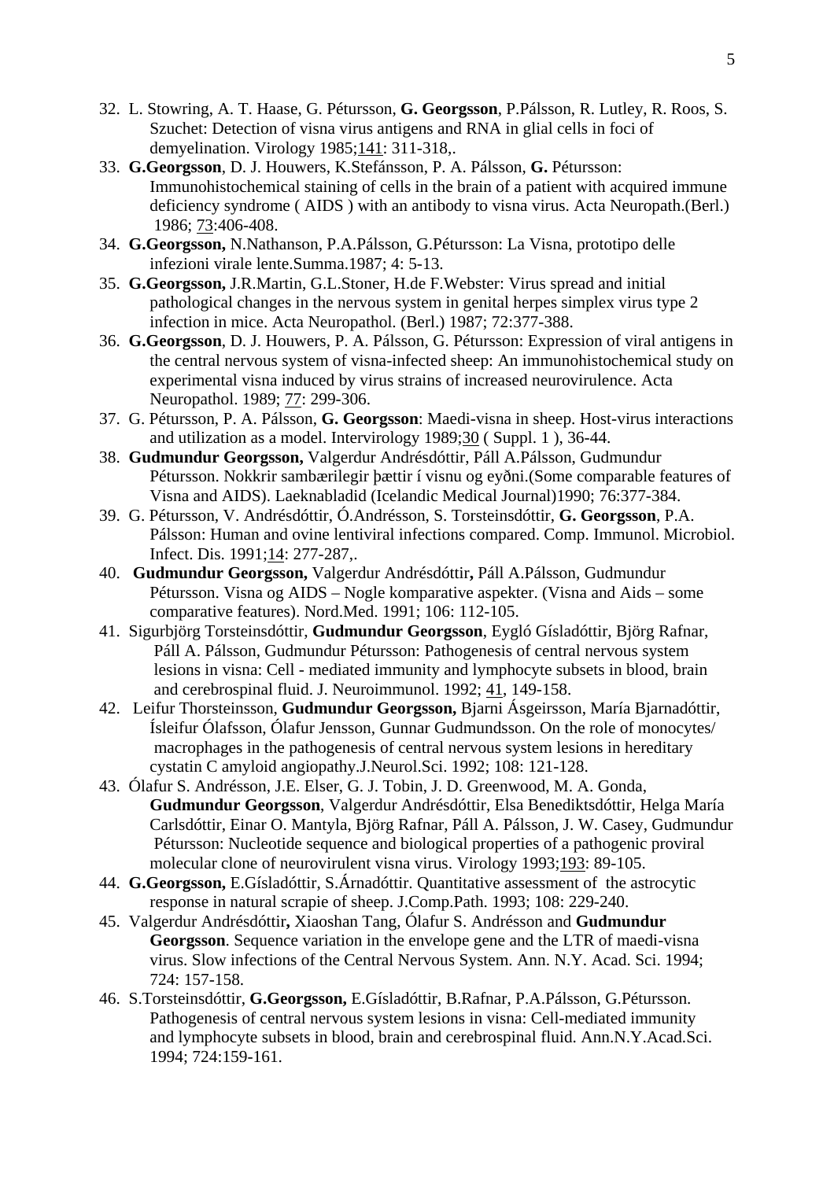32. L. Stowring, A. T. Haase, G. Pétursson, **G. Georgsson**, P.Pálsson, R. Lutley, R. Roos, S. Szuchet: Detection of visna virus antigens and RNA in glial cells in foci of demyelination. Virology 1985;141: 311-318,.
33. **G.Georgsson**, D. J. Houwers, K.Stefánsson, P. A. Pálsson, **G.** Pétursson: Immunohistochemical staining of cells in the brain of a patient with acquired immune deficiency syndrome ( AIDS ) with an antibody to visna virus. Acta Neuropath.(Berl.) 1986; 73:406-408.
34. **G.Georgsson,** N.Nathanson, P.A.Pálsson, G.Pétursson: La Visna, prototipo delle infezioni virale lente.Summa.1987; 4: 5-13.
35. **G.Georgsson,** J.R.Martin, G.L.Stoner, H.de F.Webster: Virus spread and initial pathological changes in the nervous system in genital herpes simplex virus type 2 infection in mice. Acta Neuropathol. (Berl.) 1987; 72:377-388.
36. **G.Georgsson**, D. J. Houwers, P. A. Pálsson, G. Pétursson: Expression of viral antigens in the central nervous system of visna-infected sheep: An immunohistochemical study on experimental visna induced by virus strains of increased neurovirulence. Acta Neuropathol. 1989; 77: 299-306.
37. G. Pétursson, P. A. Pálsson, **G. Georgsson**: Maedi-visna in sheep. Host-virus interactions and utilization as a model. Intervirology 1989;30 ( Suppl. 1 ), 36-44.
38. **Gudmundur Georgsson,** Valgerdur Andrésdóttir, Páll A.Pálsson, Gudmundur Pétursson. Nokkrir sambærilegir þættir í visnu og eyðni.(Some comparable features of Visna and AIDS). Laeknabladid (Icelandic Medical Journal)1990; 76:377-384.
39. G. Pétursson, V. Andrésdóttir, Ó.Andrésson, S. Torsteinsdóttir, **G. Georgsson**, P.A. Pálsson: Human and ovine lentiviral infections compared. Comp. Immunol. Microbiol. Infect. Dis. 1991;14: 277-287,.
40. **Gudmundur Georgsson,** Valgerdur Andrésdóttir**,** Páll A.Pálsson, Gudmundur Pétursson. Visna og AIDS – Nogle komparative aspekter. (Visna and Aids – some comparative features). Nord.Med. 1991; 106: 112-105.
41. Sigurbjörg Torsteinsdóttir, **Gudmundur Georgsson**, Eygló Gísladóttir, Björg Rafnar, Páll A. Pálsson, Gudmundur Pétursson: Pathogenesis of central nervous system lesions in visna: Cell - mediated immunity and lymphocyte subsets in blood, brain and cerebrospinal fluid. J. Neuroimmunol. 1992; 41, 149-158.
42. Leifur Thorsteinsson, **Gudmundur Georgsson,** Bjarni Ásgeirsson, María Bjarnadóttir, Ísleifur Ólafsson, Ólafur Jensson, Gunnar Gudmundsson. On the role of monocytes/ macrophages in the pathogenesis of central nervous system lesions in hereditary cystatin C amyloid angiopathy.J.Neurol.Sci. 1992; 108: 121-128.
43. Ólafur S. Andrésson, J.E. Elser, G. J. Tobin, J. D. Greenwood, M. A. Gonda, **Gudmundur Georgsson**, Valgerdur Andrésdóttir, Elsa Benediktsdóttir, Helga María Carlsdóttir, Einar O. Mantyla, Björg Rafnar, Páll A. Pálsson, J. W. Casey, Gudmundur Pétursson: Nucleotide sequence and biological properties of a pathogenic proviral molecular clone of neurovirulent visna virus. Virology 1993;193: 89-105.
44. **G.Georgsson,** E.Gísladóttir, S.Árnadóttir. Quantitative assessment of the astrocytic response in natural scrapie of sheep. J.Comp.Path. 1993; 108: 229-240.
45. Valgerdur Andrésdóttir**,** Xiaoshan Tang, Ólafur S. Andrésson and **Gudmundur Georgsson**. Sequence variation in the envelope gene and the LTR of maedi-visna virus. Slow infections of the Central Nervous System. Ann. N.Y. Acad. Sci. 1994; 724: 157-158.
46. S.Torsteinsdóttir, **G.Georgsson,** E.Gísladóttir, B.Rafnar, P.A.Pálsson, G.Pétursson. Pathogenesis of central nervous system lesions in visna: Cell-mediated immunity and lymphocyte subsets in blood, brain and cerebrospinal fluid. Ann.N.Y.Acad.Sci. 1994; 724:159-161.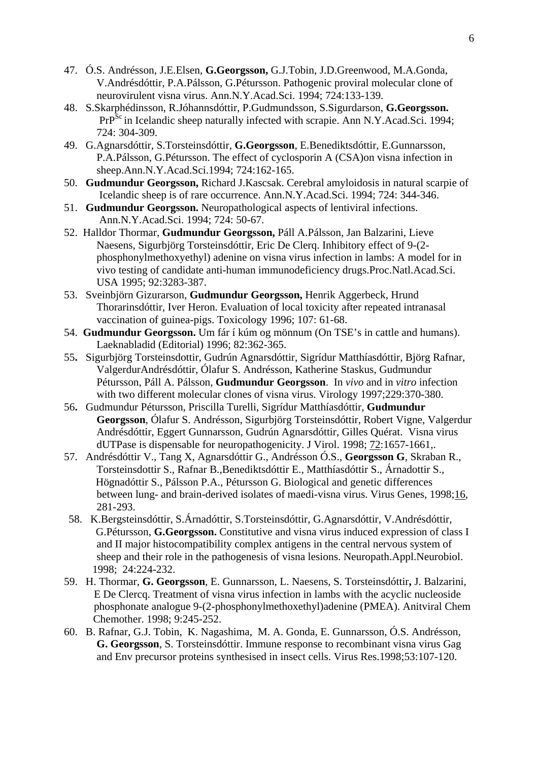47. Ó.S. Andrésson, J.E.Elsen, **G.Georgsson,** G.J.Tobin, J.D.Greenwood, M.A.Gonda, V.Andrésdóttir, P.A.Pálsson, G.Pétursson. Pathogenic proviral molecular clone of neurovirulent visna virus. Ann.N.Y.Acad.Sci. 1994; 724:133-139.
48. S.Skarphédinsson, R.Jóhannsdóttir, P.Gudmundsson, S.Sigurdarson, **G.Georgsson.** $PrP^{Sc}$ in Icelandic sheep naturally infected with scrapie. Ann N.Y.Acad.Sci. 1994; 724: 304-309.
49. G.Agnarsdóttir, S.Torsteinsdóttir, **G.Georgsson**, E.Benediktsdóttir, E.Gunnarsson, P.A.Pálsson, G.Pétursson. The effect of cyclosporin A (CSA)on visna infection in sheep.Ann.N.Y.Acad.Sci.1994; 724:162-165.
50. **Gudmundur Georgsson,** Richard J.Kascsak. Cerebral amyloidosis in natural scarpie of Icelandic sheep is of rare occurrence. Ann.N.Y.Acad.Sci. 1994; 724: 344-346.
51. **Gudmundur Georgsson.** Neuropathological aspects of lentiviral infections. Ann.N.Y.Acad.Sci. 1994; 724: 50-67.
52. Halldor Thormar, **Gudmundur Georgsson,** Páll A.Pálsson, Jan Balzarini, Lieve Naesens, Sigurbjörg Torsteinsdóttir, Eric De Clerq. Inhibitory effect of 9-(2-phosphonylmethoxyethyl) adenine on visna virus infection in lambs: A model for in vivo testing of candidate anti-human immunodeficiency drugs.Proc.Natl.Acad.Sci. USA 1995; 92:3283-387.
53. Sveinbjörn Gizurarson, **Gudmundur Georgsson,** Henrik Aggerbeck, Hrund Thorarinsdóttir, Iver Heron. Evaluation of local toxicity after repeated intranasal vaccination of guinea-pigs. Toxicology 1996; 107: 61-68.
54. **Gudmundur Georgsson.** Um fár í kúm og mönnum (On TSE's in cattle and humans). Laeknabladid (Editorial) 1996; 82:362-365.
55. Sigurbjörg Torsteinsdottir, Gudrún Agnarsdóttir, Sigrídur Matthíasdóttir, Björg Rafnar, ValgerdurAndrésdóttir, Ólafur S. Andrésson, Katherine Staskus, Gudmundur Pétursson, Páll A. Pálsson, **Gudmundur Georgsson**. In *vivo* and in *vitro* infection with two different molecular clones of visna virus. Virology 1997;229:370-380.
56. Gudmundur Pétursson, Priscilla Turelli, Sigrídur Matthíasdóttir, **Gudmundur Georgsson**, Ólafur S. Andrésson, Sigurbjörg Torsteinsdóttir, Robert Vigne, Valgerdur Andrésdóttir, Eggert Gunnarsson, Gudrún Agnarsdóttir, Gilles Quérat. Visna virus dUTPase is dispensable for neuropathogenicity. J Virol. 1998; 72:1657-1661,.
57. Andrésdóttir V., Tang X, Agnarsdóttir G., Andrésson Ó.S., **Georgsson G**, Skraban R., Torsteinsdottir S., Rafnar B.,Benediktsdóttir E., Matthíasdóttir S., Árnadottir S., Högnadóttir S., Pálsson P.A., Pétursson G. Biological and genetic differences between lung- and brain-derived isolates of maedi-visna virus. Virus Genes, 1998;16, 281-293.
58. K.Bergsteinsdóttir, S.Árnadóttir, S.Torsteinsdóttir, G.Agnarsdóttir, V.Andrésdóttir, G.Pétursson, **G.Georgsson.** Constitutive and visna virus induced expression of class I and II major histocompatibility complex antigens in the central nervous system of sheep and their role in the pathogenesis of visna lesions. Neuropath.Appl.Neurobiol. 1998; 24:224-232.
59. H. Thormar, **G. Georgsson**, E. Gunnarsson, L. Naesens, S. Torsteinsdóttir**,** J. Balzarini, E De Clercq. Treatment of visna virus infection in lambs with the acyclic nucleoside phosphonate analogue 9-(2-phosphonylmethoxethyl)adenine (PMEA). Anitviral Chem Chemother. 1998; 9:245-252.
60. B. Rafnar, G.J. Tobin, K. Nagashima, M. A. Gonda, E. Gunnarsson, Ó.S. Andrésson, **G. Georgsson**, S. Torsteinsdóttir. Immune response to recombinant visna virus Gag and Env precursor proteins synthesised in insect cells. Virus Res.1998;53:107-120.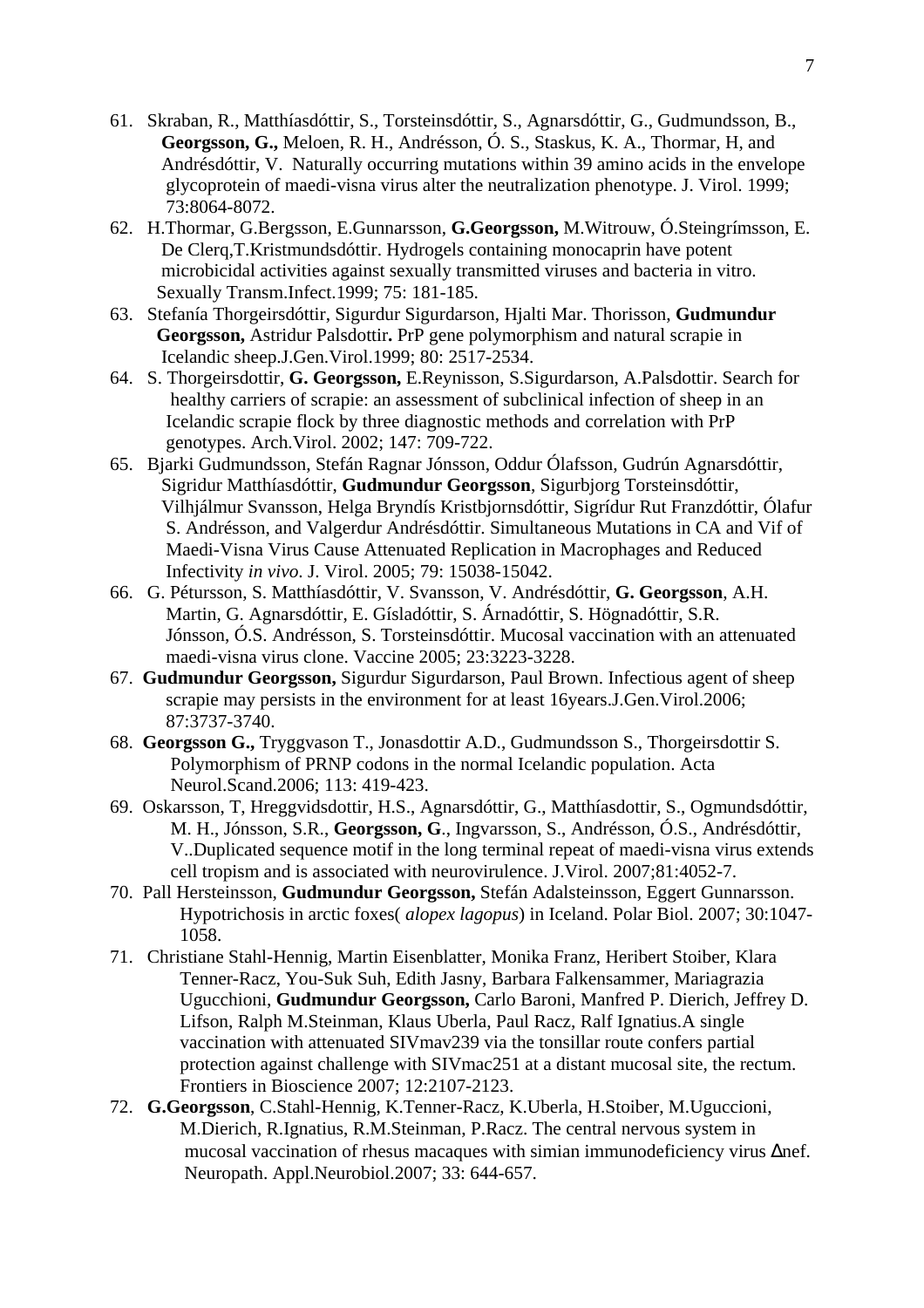61. Skraban, R., Matthíasdóttir, S., Torsteinsdóttir, S., Agnarsdóttir, G., Gudmundsson, B., **Georgsson, G.,** Meloen, R. H., Andrésson, Ó. S., Staskus, K. A., Thormar, H, and Andrésdóttir, V. Naturally occurring mutations within 39 amino acids in the envelope glycoprotein of maedi-visna virus alter the neutralization phenotype. J. Virol. 1999; 73:8064-8072.
62. H.Thormar, G.Bergsson, E.Gunnarsson, **G.Georgsson,** M.Witrouw, Ó.Steingrímsson, E. De Clerq,T.Kristmundsdóttir. Hydrogels containing monocaprin have potent microbicidal activities against sexually transmitted viruses and bacteria in vitro. Sexually Transm.Infect.1999; 75: 181-185.
63. Stefanía Thorgeirsdóttir, Sigurdur Sigurdarson, Hjalti Mar. Thorisson, **Gudmundur Georgsson,** Astridur Palsdottir**.** PrP gene polymorphism and natural scrapie in Icelandic sheep.J.Gen.Virol.1999; 80: 2517-2534.
64. S. Thorgeirsdottir, **G. Georgsson,** E.Reynisson, S.Sigurdarson, A.Palsdottir. Search for healthy carriers of scrapie: an assessment of subclinical infection of sheep in an Icelandic scrapie flock by three diagnostic methods and correlation with PrP genotypes. Arch.Virol. 2002; 147: 709-722.
65. Bjarki Gudmundsson, Stefán Ragnar Jónsson, Oddur Ólafsson, Gudrún Agnarsdóttir, Sigridur Matthíasdóttir, **Gudmundur Georgsson**, Sigurbjorg Torsteinsdóttir, Vilhjálmur Svansson, Helga Bryndís Kristbjornsdóttir, Sigrídur Rut Franzdóttir, Ólafur S. Andrésson, and Valgerdur Andrésdóttir. Simultaneous Mutations in CA and Vif of Maedi-Visna Virus Cause Attenuated Replication in Macrophages and Reduced Infectivity *in vivo*. J. Virol. 2005; 79: 15038-15042.
66. G. Pétursson, S. Matthíasdóttir, V. Svansson, V. Andrésdóttir, **G. Georgsson**, A.H. Martin, G. Agnarsdóttir, E. Gísladóttir, S. Árnadóttir, S. Högnadóttir, S.R. Jónsson, Ó.S. Andrésson, S. Torsteinsdóttir. Mucosal vaccination with an attenuated maedi-visna virus clone. Vaccine 2005; 23:3223-3228.
67. **Gudmundur Georgsson,** Sigurdur Sigurdarson, Paul Brown. Infectious agent of sheep scrapie may persists in the environment for at least 16years.J.Gen.Virol.2006; 87:3737-3740.
68. **Georgsson G.,** Tryggvason T., Jonasdottir A.D., Gudmundsson S., Thorgeirsdottir S. Polymorphism of PRNP codons in the normal Icelandic population. Acta Neurol.Scand.2006; 113: 419-423.
69. Oskarsson, T, Hreggvidsdottir, H.S., Agnarsdóttir, G., Matthíasdottir, S., Ogmundsdóttir, M. H., Jónsson, S.R., **Georgsson, G**., Ingvarsson, S., Andrésson, Ó.S., Andrésdóttir, V..Duplicated sequence motif in the long terminal repeat of maedi-visna virus extends cell tropism and is associated with neurovirulence. J.Virol. 2007;81:4052-7.
70. Pall Hersteinsson, **Gudmundur Georgsson,** Stefán Adalsteinsson, Eggert Gunnarsson. Hypotrichosis in arctic foxes( *alopex lagopus*) in Iceland. Polar Biol. 2007; 30:1047-1058.
71. Christiane Stahl-Hennig, Martin Eisenblatter, Monika Franz, Heribert Stoiber, Klara Tenner-Racz, You-Suk Suh, Edith Jasny, Barbara Falkensammer, Mariagrazia Ugucchioni, **Gudmundur Georgsson,** Carlo Baroni, Manfred P. Dierich, Jeffrey D. Lifson, Ralph M.Steinman, Klaus Uberla, Paul Racz, Ralf Ignatius.A single vaccination with attenuated SIVmav239 via the tonsillar route confers partial protection against challenge with SIVmac251 at a distant mucosal site, the rectum. Frontiers in Bioscience 2007; 12:2107-2123.
72. **G.Georgsson**, C.Stahl-Hennig, K.Tenner-Racz, K.Uberla, H.Stoiber, M.Uguccioni, M.Dierich, R.Ignatius, R.M.Steinman, P.Racz. The central nervous system in mucosal vaccination of rhesus macaques with simian immunodeficiency virus Δnef. Neuropath. Appl.Neurobiol.2007; 33: 644-657.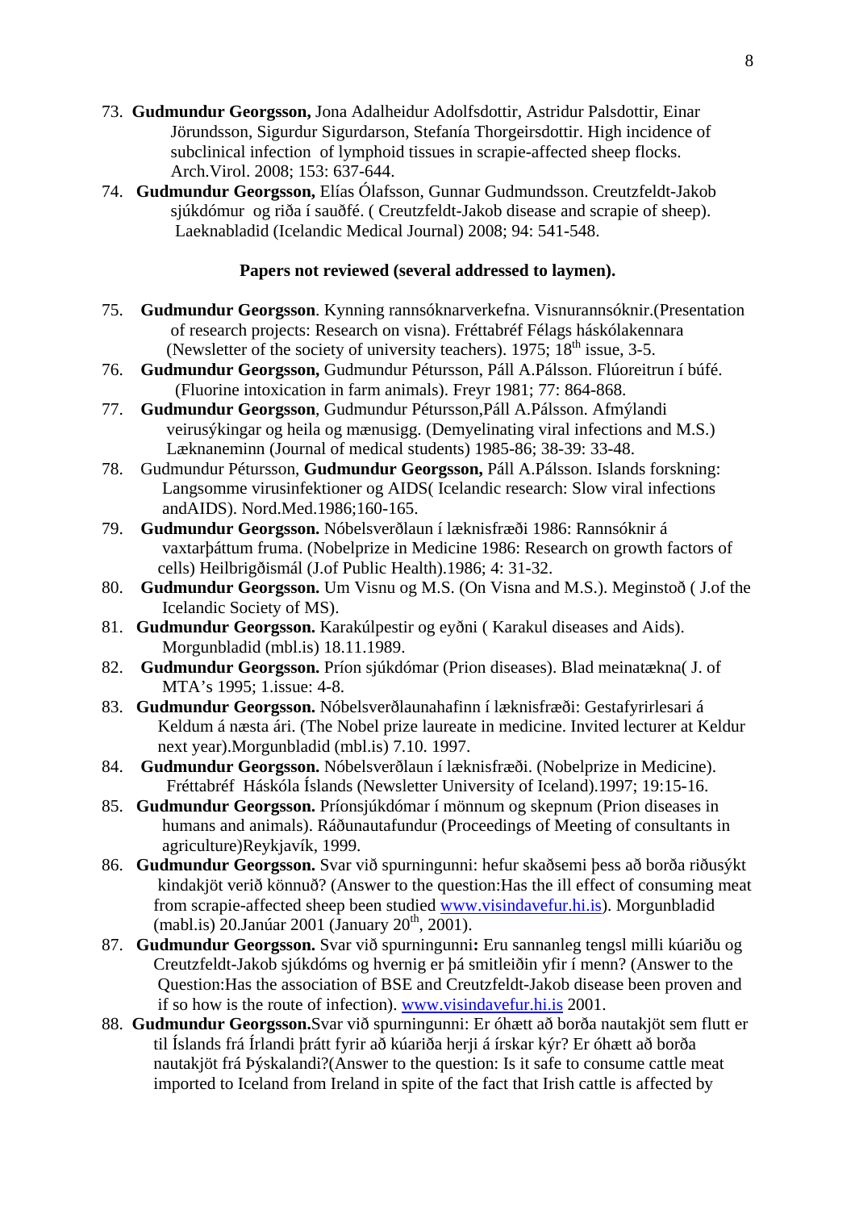73. **Gudmundur Georgsson,** Jona Adalheidur Adolfsdottir, Astridur Palsdottir, Einar Jörundsson, Sigurdur Sigurdarson, Stefanía Thorgeirsdottir. High incidence of subclinical infection of lymphoid tissues in scrapie-affected sheep flocks. Arch.Virol. 2008; 153: 637-644.
74. **Gudmundur Georgsson,** Elías Ólafsson, Gunnar Gudmundsson. Creutzfeldt-Jakob sjúkdómur og riða í sauðfé. ( Creutzfeldt-Jakob disease and scrapie of sheep). Laeknabladid (Icelandic Medical Journal) 2008; 94: 541-548.

**Papers not reviewed (several addressed to laymen).**

75. **Gudmundur Georgsson**. Kynning rannsóknarverkefna. Visnurannsóknir.(Presentation of research projects: Research on visna). Fréttabréf Félags háskólakennara (Newsletter of the society of university teachers). 1975; 18th issue, 3-5.
76. **Gudmundur Georgsson,** Gudmundur Pétursson, Páll A.Pálsson. Flúoreitrun í búfé. (Fluorine intoxication in farm animals). Freyr 1981; 77: 864-868.
77. **Gudmundur Georgsson**, Gudmundur Pétursson,Páll A.Pálsson. Afmýlandi veirusýkingar og heila og mænusigg. (Demyelinating viral infections and M.S.) Læknaneminn (Journal of medical students) 1985-86; 38-39: 33-48.
78. Gudmundur Pétursson, **Gudmundur Georgsson,** Páll A.Pálsson. Islands forskning: Langsomme virusinfektioner og AIDS( Icelandic research: Slow viral infections andAIDS). Nord.Med.1986;160-165.
79. **Gudmundur Georgsson.** Nóbelsverðlaun í læknisfræði 1986: Rannsóknir á vaxtarþáttum fruma. (Nobelprize in Medicine 1986: Research on growth factors of cells) Heilbrigðismál (J.of Public Health).1986; 4: 31-32.
80. **Gudmundur Georgsson.** Um Visnu og M.S. (On Visna and M.S.). Meginstoð ( J.of the Icelandic Society of MS).
81. **Gudmundur Georgsson.** Karakúlpestir og eyðni ( Karakul diseases and Aids). Morgunbladid (mbl.is) 18.11.1989.
82. **Gudmundur Georgsson.** Príon sjúkdómar (Prion diseases). Blad meinatækna( J. of MTA's 1995; 1.issue: 4-8.
83. **Gudmundur Georgsson.** Nóbelsverðlaunahafinn í læknisfræði: Gestafyrirlesari á Keldum á næsta ári. (The Nobel prize laureate in medicine. Invited lecturer at Keldur next year).Morgunbladid (mbl.is) 7.10. 1997.
84. **Gudmundur Georgsson.** Nóbelsverðlaun í læknisfræði. (Nobelprize in Medicine). Fréttabréf Háskóla Íslands (Newsletter University of Iceland).1997; 19:15-16.
85. **Gudmundur Georgsson.** Príonsjúkdómar í mönnum og skepnum (Prion diseases in humans and animals). Ráðunautafundur (Proceedings of Meeting of consultants in agriculture)Reykjavík, 1999.
86. **Gudmundur Georgsson.** Svar við spurningunni: hefur skaðsemi þess að borða riðusýkt kindakjöt verið könnuð? (Answer to the question:Has the ill effect of consuming meat from scrapie-affected sheep been studied www.visindavefur.hi.is). Morgunbladid (mabl.is) 20.Janúar 2001 (January 20th, 2001).
87. **Gudmundur Georgsson.** Svar við spurningunni**:** Eru sannanleg tengsl milli kúariðu og Creutzfeldt-Jakob sjúkdóms og hvernig er þá smitleiðin yfir í menn? (Answer to the Question:Has the association of BSE and Creutzfeldt-Jakob disease been proven and if so how is the route of infection). www.visindavefur.hi.is 2001.
88. **Gudmundur Georgsson.**Svar við spurningunni: Er óhætt að borða nautakjöt sem flutt er til Íslands frá Írlandi þrátt fyrir að kúariða herji á írskar kýr? Er óhætt að borða nautakjöt frá Þýskalandi?(Answer to the question: Is it safe to consume cattle meat imported to Iceland from Ireland in spite of the fact that Irish cattle is affected by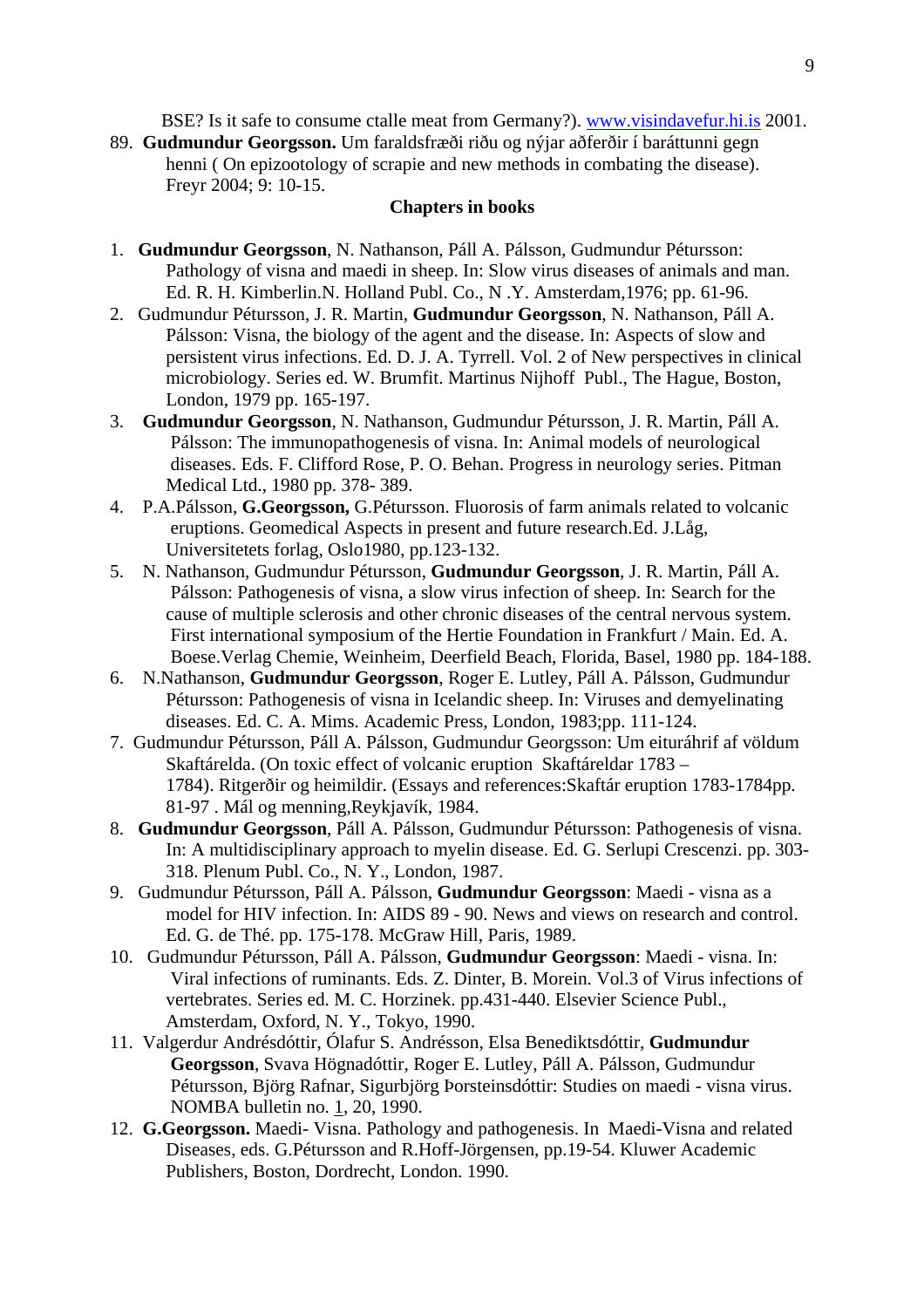BSE? Is it safe to consume ctalle meat from Germany?). www.visindavefur.hi.is 2001.

89. **Gudmundur Georgsson.** Um faraldsfræði riðu og nýjar aðferðir í baráttunni gegn henni ( On epizootology of scrapie and new methods in combating the disease). Freyr 2004; 9: 10-15.

**Chapters in books**

1. **Gudmundur Georgsson**, N. Nathanson, Páll A. Pálsson, Gudmundur Pétursson: Pathology of visna and maedi in sheep. In: Slow virus diseases of animals and man. Ed. R. H. Kimberlin.N. Holland Publ. Co., N .Y. Amsterdam,1976; pp. 61-96.
2. Gudmundur Pétursson, J. R. Martin, **Gudmundur Georgsson**, N. Nathanson, Páll A. Pálsson: Visna, the biology of the agent and the disease. In: Aspects of slow and persistent virus infections. Ed. D. J. A. Tyrrell. Vol. 2 of New perspectives in clinical microbiology. Series ed. W. Brumfit. Martinus Nijhoff Publ., The Hague, Boston, London, 1979 pp. 165-197.
3. **Gudmundur Georgsson**, N. Nathanson, Gudmundur Pétursson, J. R. Martin, Páll A. Pálsson: The immunopathogenesis of visna. In: Animal models of neurological diseases. Eds. F. Clifford Rose, P. O. Behan. Progress in neurology series. Pitman Medical Ltd., 1980 pp. 378- 389.
4. P.A.Pálsson, **G.Georgsson,** G.Pétursson. Fluorosis of farm animals related to volcanic eruptions. Geomedical Aspects in present and future research.Ed. J.Låg, Universitetets forlag, Oslo1980, pp.123-132.
5. N. Nathanson, Gudmundur Pétursson, **Gudmundur Georgsson**, J. R. Martin, Páll A. Pálsson: Pathogenesis of visna, a slow virus infection of sheep. In: Search for the cause of multiple sclerosis and other chronic diseases of the central nervous system. First international symposium of the Hertie Foundation in Frankfurt / Main. Ed. A. Boese.Verlag Chemie, Weinheim, Deerfield Beach, Florida, Basel, 1980 pp. 184-188.
6. N.Nathanson, **Gudmundur Georgsson**, Roger E. Lutley, Páll A. Pálsson, Gudmundur Pétursson: Pathogenesis of visna in Icelandic sheep. In: Viruses and demyelinating diseases. Ed. C. A. Mims. Academic Press, London, 1983;pp. 111-124.
7. Gudmundur Pétursson, Páll A. Pálsson, Gudmundur Georgsson: Um eituráhrif af völdum Skaftárelda. (On toxic effect of volcanic eruption Skaftáreldar 1783 – 1784). Ritgerðir og heimildir. (Essays and references:Skaftár eruption 1783-1784pp. 81-97 . Mál og menning,Reykjavík, 1984.
8. **Gudmundur Georgsson**, Páll A. Pálsson, Gudmundur Pétursson: Pathogenesis of visna. In: A multidisciplinary approach to myelin disease. Ed. G. Serlupi Crescenzi. pp. 303-318. Plenum Publ. Co., N. Y., London, 1987.
9. Gudmundur Pétursson, Páll A. Pálsson, **Gudmundur Georgsson**: Maedi - visna as a model for HIV infection. In: AIDS 89 - 90. News and views on research and control. Ed. G. de Thé. pp. 175-178. McGraw Hill, Paris, 1989.
10. Gudmundur Pétursson, Páll A. Pálsson, **Gudmundur Georgsson**: Maedi - visna. In: Viral infections of ruminants. Eds. Z. Dinter, B. Morein. Vol.3 of Virus infections of vertebrates. Series ed. M. C. Horzinek. pp.431-440. Elsevier Science Publ., Amsterdam, Oxford, N. Y., Tokyo, 1990.
11. Valgerdur Andrésdóttir, Ólafur S. Andrésson, Elsa Benediktsdóttir, **Gudmundur Georgsson**, Svava Högnadóttir, Roger E. Lutley, Páll A. Pálsson, Gudmundur Pétursson, Björg Rafnar, Sigurbjörg Þorsteinsdóttir: Studies on maedi - visna virus. NOMBA bulletin no. 1, 20, 1990.
12. **G.Georgsson.** Maedi- Visna. Pathology and pathogenesis. In Maedi-Visna and related Diseases, eds. G.Pétursson and R.Hoff-Jörgensen, pp.19-54. Kluwer Academic Publishers, Boston, Dordrecht, London. 1990.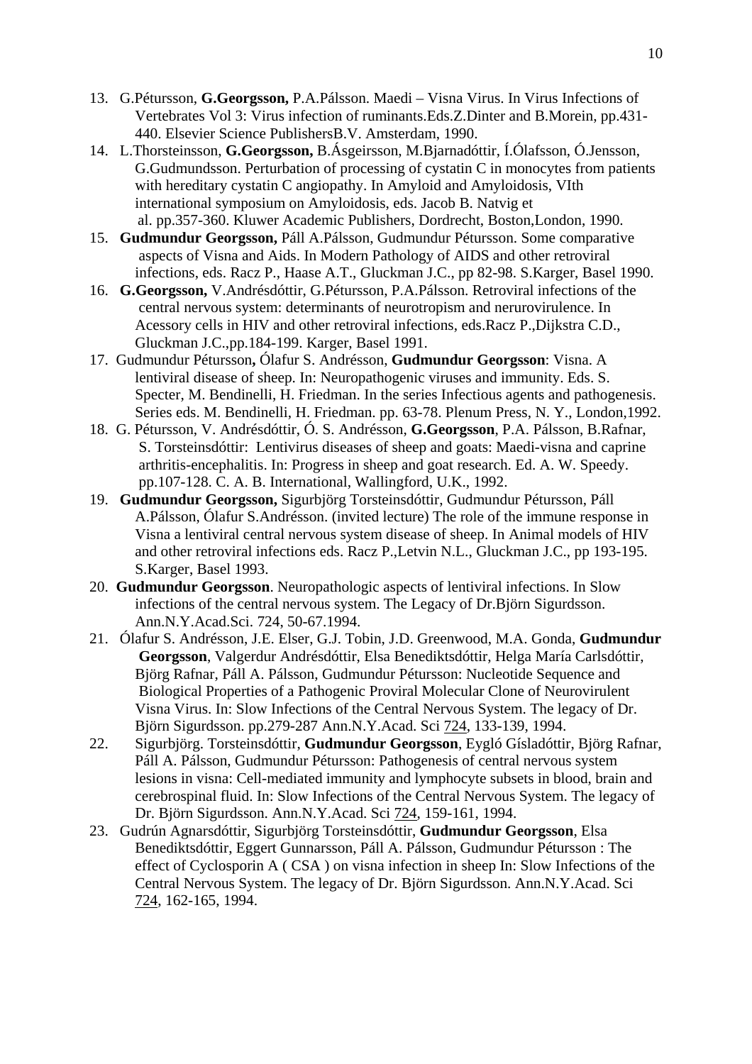13. G.Pétursson, **G.Georgsson,** P.A.Pálsson. Maedi – Visna Virus. In Virus Infections of Vertebrates Vol 3: Virus infection of ruminants.Eds.Z.Dinter and B.Morein, pp.431-440. Elsevier Science PublishersB.V. Amsterdam, 1990.
14. L.Thorsteinsson, **G.Georgsson,** B.Ásgeirsson, M.Bjarnadóttir, Í.Ólafsson, Ó.Jensson, G.Gudmundsson. Perturbation of processing of cystatin C in monocytes from patients with hereditary cystatin C angiopathy. In Amyloid and Amyloidosis, VIth international symposium on Amyloidosis, eds. Jacob B. Natvig et al. pp.357-360. Kluwer Academic Publishers, Dordrecht, Boston,London, 1990.
15. **Gudmundur Georgsson,** Páll A.Pálsson, Gudmundur Pétursson. Some comparative aspects of Visna and Aids. In Modern Pathology of AIDS and other retroviral infections, eds. Racz P., Haase A.T., Gluckman J.C., pp 82-98. S.Karger, Basel 1990.
16. **G.Georgsson,** V.Andrésdóttir, G.Pétursson, P.A.Pálsson. Retroviral infections of the central nervous system: determinants of neurotropism and nerurovirulence. In Acessory cells in HIV and other retroviral infections, eds.Racz P.,Dijkstra C.D., Gluckman J.C.,pp.184-199. Karger, Basel 1991.
17. Gudmundur Pétursson**,** Ólafur S. Andrésson, **Gudmundur Georgsson**: Visna. A lentiviral disease of sheep. In: Neuropathogenic viruses and immunity. Eds. S. Specter, M. Bendinelli, H. Friedman. In the series Infectious agents and pathogenesis. Series eds. M. Bendinelli, H. Friedman. pp. 63-78. Plenum Press, N. Y., London,1992.
18. G. Pétursson, V. Andrésdóttir, Ó. S. Andrésson, **G.Georgsson**, P.A. Pálsson, B.Rafnar, S. Torsteinsdóttir: Lentivirus diseases of sheep and goats: Maedi-visna and caprine arthritis-encephalitis. In: Progress in sheep and goat research. Ed. A. W. Speedy. pp.107-128. C. A. B. International, Wallingford, U.K., 1992.
19. **Gudmundur Georgsson,** Sigurbjörg Torsteinsdóttir, Gudmundur Pétursson, Páll A.Pálsson, Ólafur S.Andrésson. (invited lecture) The role of the immune response in Visna a lentiviral central nervous system disease of sheep. In Animal models of HIV and other retroviral infections eds. Racz P.,Letvin N.L., Gluckman J.C., pp 193-195. S.Karger, Basel 1993.
20. **Gudmundur Georgsson**. Neuropathologic aspects of lentiviral infections. In Slow infections of the central nervous system. The Legacy of Dr.Björn Sigurdsson. Ann.N.Y.Acad.Sci. 724, 50-67.1994.
21. Ólafur S. Andrésson, J.E. Elser, G.J. Tobin, J.D. Greenwood, M.A. Gonda, **Gudmundur Georgsson**, Valgerdur Andrésdóttir, Elsa Benediktsdóttir, Helga María Carlsdóttir, Björg Rafnar, Páll A. Pálsson, Gudmundur Pétursson: Nucleotide Sequence and Biological Properties of a Pathogenic Proviral Molecular Clone of Neurovirulent Visna Virus. In: Slow Infections of the Central Nervous System. The legacy of Dr. Björn Sigurdsson. pp.279-287 Ann.N.Y.Acad. Sci 724, 133-139, 1994.
22. Sigurbjörg. Torsteinsdóttir, **Gudmundur Georgsson**, Eygló Gísladóttir, Björg Rafnar, Páll A. Pálsson, Gudmundur Pétursson: Pathogenesis of central nervous system lesions in visna: Cell-mediated immunity and lymphocyte subsets in blood, brain and cerebrospinal fluid. In: Slow Infections of the Central Nervous System. The legacy of Dr. Björn Sigurdsson. Ann.N.Y.Acad. Sci 724, 159-161, 1994.
23. Gudrún Agnarsdóttir, Sigurbjörg Torsteinsdóttir, **Gudmundur Georgsson**, Elsa Benediktsdóttir, Eggert Gunnarsson, Páll A. Pálsson, Gudmundur Pétursson : The effect of Cyclosporin A ( CSA ) on visna infection in sheep In: Slow Infections of the Central Nervous System. The legacy of Dr. Björn Sigurdsson. Ann.N.Y.Acad. Sci 724, 162-165, 1994.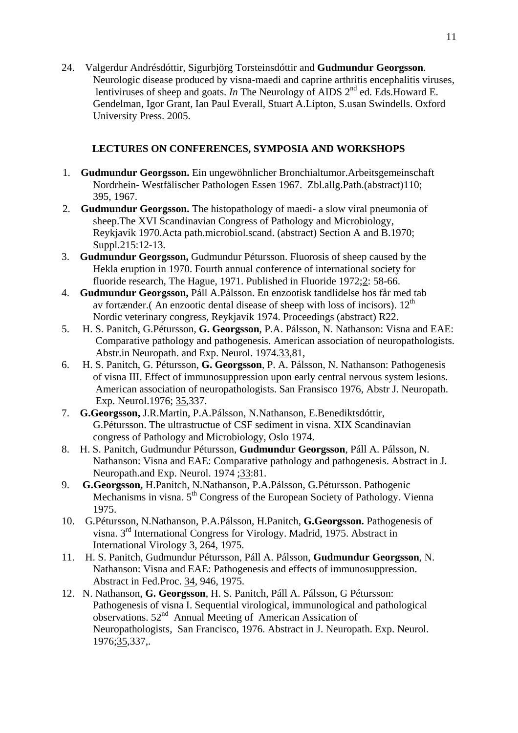24. Valgerdur Andrésdóttir, Sigurbjörg Torsteinsdóttir and **Gudmundur Georgsson**. Neurologic disease produced by visna-maedi and caprine arthritis encephalitis viruses, lentiviruses of sheep and goats. *In* The Neurology of AIDS 2nd ed. Eds.Howard E. Gendelman, Igor Grant, Ian Paul Everall, Stuart A.Lipton, S.usan Swindells. Oxford University Press. 2005.

## LECTURES ON CONFERENCES, SYMPOSIA AND WORKSHOPS

1. **Gudmundur Georgsson.** Ein ungewöhnlicher Bronchialtumor.Arbeitsgemeinschaft Nordrhein- Westfälischer Pathologen Essen 1967. Zbl.allg.Path.(abstract)110; 395, 1967.
2. **Gudmundur Georgsson.** The histopathology of maedi- a slow viral pneumonia of sheep.The XVI Scandinavian Congress of Pathology and Microbiology, Reykjavík 1970.Acta path.microbiol.scand. (abstract) Section A and B.1970; Suppl.215:12-13.
3. **Gudmundur Georgsson,** Gudmundur Pétursson. Fluorosis of sheep caused by the Hekla eruption in 1970. Fourth annual conference of international society for fluoride research, The Hague, 1971. Published in Fluoride 1972;2: 58-66.
4. **Gudmundur Georgsson,** Páll A.Pálsson. En enzootisk tandlidelse hos får med tab av fortænder.( An enzootic dental disease of sheep with loss of incisors). 12th Nordic veterinary congress, Reykjavík 1974. Proceedings (abstract) R22.
5. H. S. Panitch, G.Pétursson, **G. Georgsson**, P.A. Pálsson, N. Nathanson: Visna and EAE: Comparative pathology and pathogenesis. American association of neuropathologists. Abstr.in Neuropath. and Exp. Neurol. 1974.33,81,
6. H. S. Panitch, G. Pétursson, **G. Georgsson**, P. A. Pálsson, N. Nathanson: Pathogenesis of visna III. Effect of immunosuppression upon early central nervous system lesions. American association of neuropathologists. San Fransisco 1976, Abstr J. Neuropath. Exp. Neurol.1976; 35,337.
7. **G.Georgsson,** J.R.Martin, P.A.Pálsson, N.Nathanson, E.Benediktsdóttir, G.Pétursson. The ultrastructue of CSF sediment in visna. XIX Scandinavian congress of Pathology and Microbiology, Oslo 1974.
8. H. S. Panitch, Gudmundur Pétursson, **Gudmundur Georgsson**, Páll A. Pálsson, N. Nathanson: Visna and EAE: Comparative pathology and pathogenesis. Abstract in J. Neuropath.and Exp. Neurol. 1974 ;33:81.
9. **G.Georgsson,** H.Panitch, N.Nathanson, P.A.Pálsson, G.Pétursson. Pathogenic Mechanisms in visna. 5th Congress of the European Society of Pathology. Vienna 1975.
10. G.Pétursson, N.Nathanson, P.A.Pálsson, H.Panitch, **G.Georgsson.** Pathogenesis of visna. 3rd International Congress for Virology. Madrid, 1975. Abstract in International Virology 3, 264, 1975.
11. H. S. Panitch, Gudmundur Pétursson, Páll A. Pálsson, **Gudmundur Georgsson**, N. Nathanson: Visna and EAE: Pathogenesis and effects of immunosuppression. Abstract in Fed.Proc. 34, 946, 1975.
12. N. Nathanson, **G. Georgsson**, H. S. Panitch, Páll A. Pálsson, G Pétursson: Pathogenesis of visna I. Sequential virological, immunological and pathological observations. 52nd Annual Meeting of American Assication of Neuropathologists, San Francisco, 1976. Abstract in J. Neuropath. Exp. Neurol. 1976;35,337,.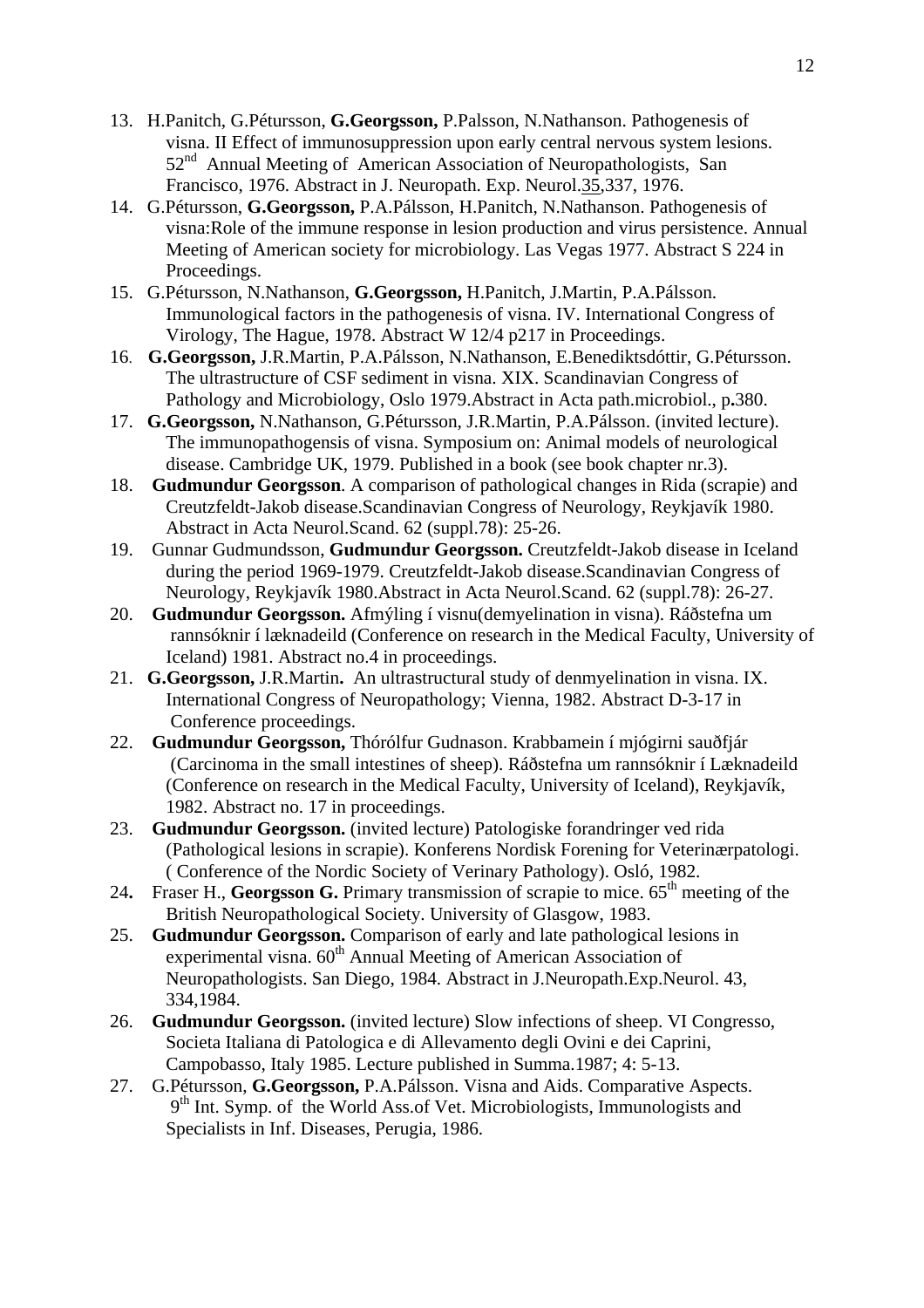13. H.Panitch, G.Pétursson, **G.Georgsson,** P.Palsson, N.Nathanson. Pathogenesis of visna. II Effect of immunosuppression upon early central nervous system lesions. 52nd Annual Meeting of American Association of Neuropathologists, San Francisco, 1976. Abstract in J. Neuropath. Exp. Neurol.35,337, 1976.
14. G.Pétursson, **G.Georgsson,** P.A.Pálsson, H.Panitch, N.Nathanson. Pathogenesis of visna:Role of the immune response in lesion production and virus persistence. Annual Meeting of American society for microbiology. Las Vegas 1977. Abstract S 224 in Proceedings.
15. G.Pétursson, N.Nathanson, **G.Georgsson,** H.Panitch, J.Martin, P.A.Pálsson. Immunological factors in the pathogenesis of visna. IV. International Congress of Virology, The Hague, 1978. Abstract W 12/4 p217 in Proceedings.
16. **G.Georgsson,** J.R.Martin, P.A.Pálsson, N.Nathanson, E.Benediktsdóttir, G.Pétursson. The ultrastructure of CSF sediment in visna. XIX. Scandinavian Congress of Pathology and Microbiology, Oslo 1979.Abstract in Acta path.microbiol., p**.**380.
17. **G.Georgsson,** N.Nathanson, G.Pétursson, J.R.Martin, P.A.Pálsson. (invited lecture). The immunopathogensis of visna. Symposium on: Animal models of neurological disease. Cambridge UK, 1979. Published in a book (see book chapter nr.3).
18. **Gudmundur Georgsson**. A comparison of pathological changes in Rida (scrapie) and Creutzfeldt-Jakob disease.Scandinavian Congress of Neurology, Reykjavík 1980. Abstract in Acta Neurol.Scand. 62 (suppl.78): 25-26.
19. Gunnar Gudmundsson, **Gudmundur Georgsson.** Creutzfeldt-Jakob disease in Iceland during the period 1969-1979. Creutzfeldt-Jakob disease.Scandinavian Congress of Neurology, Reykjavík 1980.Abstract in Acta Neurol.Scand. 62 (suppl.78): 26-27.
20. **Gudmundur Georgsson.** Afmýling í visnu(demyelination in visna). Ráðstefna um rannsóknir í læknadeild (Conference on research in the Medical Faculty, University of Iceland) 1981. Abstract no.4 in proceedings.
21. **G.Georgsson,** J.R.Martin**.** An ultrastructural study of denmyelination in visna. IX. International Congress of Neuropathology; Vienna, 1982. Abstract D-3-17 in Conference proceedings.
22. **Gudmundur Georgsson,** Thórólfur Gudnason. Krabbamein í mjógirni sauðfjár (Carcinoma in the small intestines of sheep). Ráðstefna um rannsóknir í Læknadeild (Conference on research in the Medical Faculty, University of Iceland), Reykjavík, 1982. Abstract no. 17 in proceedings.
23. **Gudmundur Georgsson.** (invited lecture) Patologiske forandringer ved rida (Pathological lesions in scrapie). Konferens Nordisk Forening for Veterinærpatologi. ( Conference of the Nordic Society of Verinary Pathology). Osló, 1982.
24**.** Fraser H., **Georgsson G.** Primary transmission of scrapie to mice. 65th meeting of the British Neuropathological Society. University of Glasgow, 1983.
25. **Gudmundur Georgsson.** Comparison of early and late pathological lesions in experimental visna. 60th Annual Meeting of American Association of Neuropathologists. San Diego, 1984. Abstract in J.Neuropath.Exp.Neurol. 43, 334,1984.
26. **Gudmundur Georgsson.** (invited lecture) Slow infections of sheep. VI Congresso, Societa Italiana di Patologica e di Allevamento degli Ovini e dei Caprini, Campobasso, Italy 1985. Lecture published in Summa.1987; 4: 5-13.
27. G.Pétursson, **G.Georgsson,** P.A.Pálsson. Visna and Aids. Comparative Aspects. 9th Int. Symp. of the World Ass.of Vet. Microbiologists, Immunologists and Specialists in Inf. Diseases, Perugia, 1986.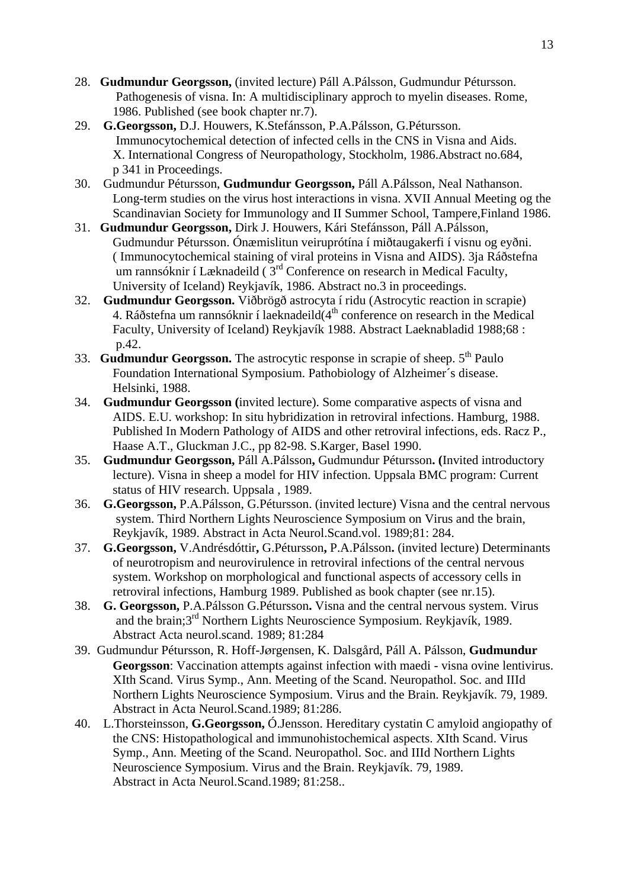28. **Gudmundur Georgsson,** (invited lecture) Páll A.Pálsson, Gudmundur Pétursson. Pathogenesis of visna. In: A multidisciplinary approch to myelin diseases. Rome, 1986. Published (see book chapter nr.7).
29. **G.Georgsson,** D.J. Houwers, K.Stefánsson, P.A.Pálsson, G.Pétursson. Immunocytochemical detection of infected cells in the CNS in Visna and Aids. X. International Congress of Neuropathology, Stockholm, 1986.Abstract no.684, p 341 in Proceedings.
30. Gudmundur Pétursson, **Gudmundur Georgsson,** Páll A.Pálsson, Neal Nathanson. Long-term studies on the virus host interactions in visna. XVII Annual Meeting og the Scandinavian Society for Immunology and II Summer School, Tampere,Finland 1986.
31. **Gudmundur Georgsson,** Dirk J. Houwers, Kári Stefánsson, Páll A.Pálsson, Gudmundur Pétursson. Ónæmislitun veirupróteína í miðtaugakerfi í visnu og eyðni. ( Immunocytochemical staining of viral proteins in Visna and AIDS). 3ja Ráðstefna um rannsóknir í Læknadeild ( 3rd Conference on research in Medical Faculty, University of Iceland) Reykjavík, 1986. Abstract no.3 in proceedings.
32. **Gudmundur Georgsson.** Viðbrögð astrocyta í ridu (Astrocytic reaction in scrapie) 4. Ráðstefna um rannsóknir í laeknadeild(4th conference on research in the Medical Faculty, University of Iceland) Reykjavík 1988. Abstract Laeknabladid 1988;68 : p.42.
33. **Gudmundur Georgsson.** The astrocytic response in scrapie of sheep. 5th Paulo Foundation International Symposium. Pathobiology of Alzheimer´s disease. Helsinki, 1988.
34. **Gudmundur Georgsson (**invited lecture). Some comparative aspects of visna and AIDS. E.U. workshop: In situ hybridization in retroviral infections. Hamburg, 1988. Published In Modern Pathology of AIDS and other retroviral infections, eds. Racz P., Haase A.T., Gluckman J.C., pp 82-98. S.Karger, Basel 1990.
35. **Gudmundur Georgsson,** Páll A.Pálsson**,** Gudmundur Pétursson**. (**Invited introductory lecture). Visna in sheep a model for HIV infection. Uppsala BMC program: Current status of HIV research. Uppsala , 1989.
36. **G.Georgsson,** P.A.Pálsson, G.Pétursson. (invited lecture) Visna and the central nervous system. Third Northern Lights Neuroscience Symposium on Virus and the brain, Reykjavík, 1989. Abstract in Acta Neurol.Scand.vol. 1989;81: 284.
37. **G.Georgsson,** V.Andrésdóttir**,** G.Pétursson**,** P.A.Pálsson**.** (invited lecture) Determinants of neurotropism and neurovirulence in retroviral infections of the central nervous system. Workshop on morphological and functional aspects of accessory cells in retroviral infections, Hamburg 1989. Published as book chapter (see nr.15).
38. **G. Georgsson,** P.A.Pálsson G.Pétursson**.** Visna and the central nervous system. Virus and the brain;3rd Northern Lights Neuroscience Symposium. Reykjavík, 1989. Abstract Acta neurol.scand. 1989; 81:284
39. Gudmundur Pétursson, R. Hoff-Jørgensen, K. Dalsgård, Páll A. Pálsson, **Gudmundur Georgsson**: Vaccination attempts against infection with maedi - visna ovine lentivirus. XIth Scand. Virus Symp., Ann. Meeting of the Scand. Neuropathol. Soc. and IIId Northern Lights Neuroscience Symposium. Virus and the Brain. Reykjavík. 79, 1989. Abstract in Acta Neurol.Scand.1989; 81:286.
40. L.Thorsteinsson, **G.Georgsson,** Ó.Jensson. Hereditary cystatin C amyloid angiopathy of the CNS: Histopathological and immunohistochemical aspects. XIth Scand. Virus Symp., Ann. Meeting of the Scand. Neuropathol. Soc. and IIId Northern Lights Neuroscience Symposium. Virus and the Brain. Reykjavík. 79, 1989. Abstract in Acta Neurol.Scand.1989; 81:258..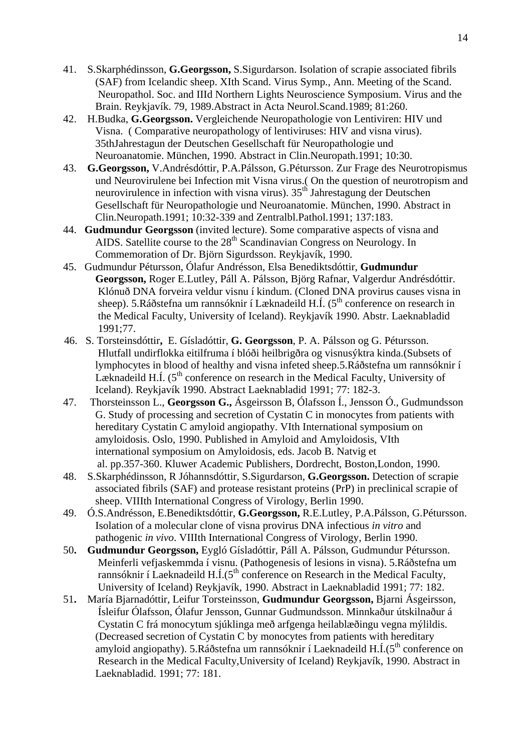41. S.Skarphédinsson, **G.Georgsson,** S.Sigurdarson. Isolation of scrapie associated fibrils (SAF) from Icelandic sheep. XIth Scand. Virus Symp., Ann. Meeting of the Scand. Neuropathol. Soc. and IIId Northern Lights Neuroscience Symposium. Virus and the Brain. Reykjavík. 79, 1989.Abstract in Acta Neurol.Scand.1989; 81:260.
42. H.Budka, **G.Georgsson.** Vergleichende Neuropathologie von Lentiviren: HIV und Visna. ( Comparative neuropathology of lentiviruses: HIV and visna virus). 35thJahrestagun der Deutschen Gesellschaft für Neuropathologie und Neuroanatomie. München, 1990. Abstract in Clin.Neuropath.1991; 10:30.
43. **G.Georgsson,** V.Andrésdóttir, P.A.Pálsson, G.Pétursson. Zur Frage des Neurotropismus und Neurovirulene bei Infection mit Visna virus.( On the question of neurotropism and neurovirulence in infection with visna virus). 35th Jahrestagung der Deutschen Gesellschaft für Neuropathologie und Neuroanatomie. München, 1990. Abstract in Clin.Neuropath.1991; 10:32-339 and Zentralbl.Pathol.1991; 137:183.
44. **Gudmundur Georgsson** (invited lecture). Some comparative aspects of visna and AIDS. Satellite course to the 28th Scandinavian Congress on Neurology. In Commemoration of Dr. Björn Sigurdsson. Reykjavík, 1990.
45. Gudmundur Pétursson, Ólafur Andrésson, Elsa Benediktsdóttir, **Gudmundur Georgsson,** Roger E.Lutley, Páll A. Pálsson, Björg Rafnar, Valgerdur Andrésdóttir. Klónuð DNA forveira veldur visnu í kindum. (Cloned DNA provirus causes visna in sheep). 5.Ráðstefna um rannsóknir í Læknadeild H.Í. (5th conference on research in the Medical Faculty, University of Iceland). Reykjavík 1990. Abstr. Laeknabladid 1991;77.
46. S. Torsteinsdóttir**,** E. Gísladóttir, **G. Georgsson**, P. A. Pálsson og G. Pétursson. Hlutfall undirflokka eitilfruma í blóði heilbrigðra og visnusýktra kinda.(Subsets of lymphocytes in blood of healthy and visna infeted sheep.5.Ráðstefna um rannsóknir í Læknadeild H.Í. (5th conference on research in the Medical Faculty, University of Iceland). Reykjavík 1990. Abstract Laeknabladid 1991; 77: 182-3.
47. Thorsteinsson L., **Georgsson G.,** Ásgeirsson B, Ólafsson Í., Jensson Ó., Gudmundsson G. Study of processing and secretion of Cystatin C in monocytes from patients with hereditary Cystatin C amyloid angiopathy. VIth International symposium on amyloidosis. Oslo, 1990. Published in Amyloid and Amyloidosis, VIth international symposium on Amyloidosis, eds. Jacob B. Natvig et al. pp.357-360. Kluwer Academic Publishers, Dordrecht, Boston,London, 1990.
48. S.Skarphédinsson, R Jóhannsdóttir, S.Sigurdarson, **G.Georgsson.** Detection of scrapie associated fibrils (SAF) and protease resistant proteins (PrP) in preclinical scrapie of sheep. VIIIth International Congress of Virology, Berlin 1990.
49. Ó.S.Andrésson, E.Benediktsdóttir, **G.Georgsson,** R.E.Lutley, P.A.Pálsson, G.Pétursson. Isolation of a molecular clone of visna provirus DNA infectious *in vitro* and pathogenic *in vivo*. VIIIth International Congress of Virology, Berlin 1990.
50. **Gudmundur Georgsson,** Eygló Gísladóttir, Páll A. Pálsson, Gudmundur Pétursson. Meinferli vefjaskemmda í visnu. (Pathogenesis of lesions in visna). 5.Ráðstefna um rannsóknir í Laeknadeild H.Í.(5th conference on Research in the Medical Faculty, University of Iceland) Reykjavík, 1990. Abstract in Laeknabladid 1991; 77: 182.
51. María Bjarnadóttir, Leifur Torsteinsson, **Gudmundur Georgsson,** Bjarni Ásgeirsson, Ísleifur Ólafsson, Ólafur Jensson, Gunnar Gudmundsson. Minnkaður útskilnaður á Cystatin C frá monocytum sjúklinga með arfgenga heilablæðingu vegna mýlildis. (Decreased secretion of Cystatin C by monocytes from patients with hereditary amyloid angiopathy). 5.Ráðstefna um rannsóknir í Laeknadeild H.Í.(5th conference on Research in the Medical Faculty,University of Iceland) Reykjavík, 1990. Abstract in Laeknabladid. 1991; 77: 181.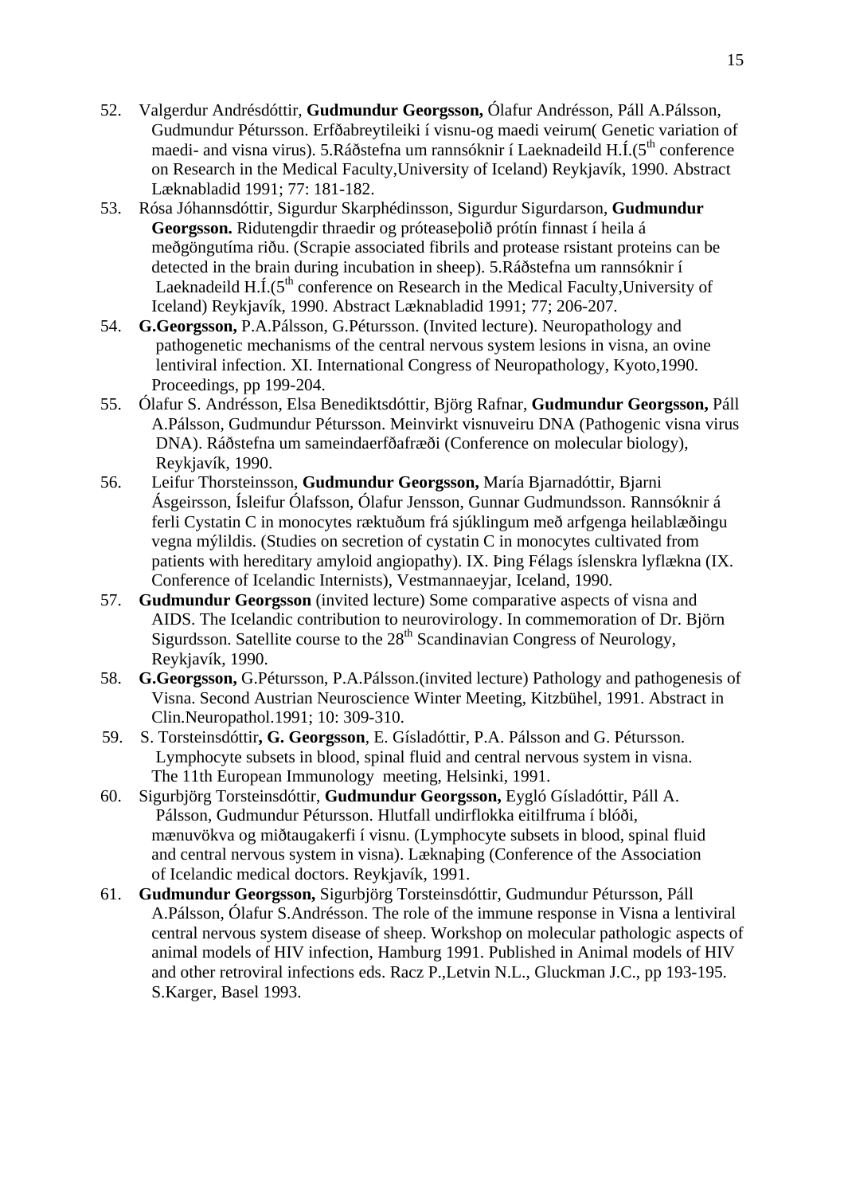52. Valgerdur Andrésdóttir, **Gudmundur Georgsson,** Ólafur Andrésson, Páll A.Pálsson, Gudmundur Pétursson. Erfðabreytileiki í visnu-og maedi veirum( Genetic variation of maedi- and visna virus). 5.Ráðstefna um rannsóknir í Laeknadeild H.Í.(5th conference on Research in the Medical Faculty,University of Iceland) Reykjavík, 1990. Abstract Læknabladid 1991; 77: 181-182.

53. Rósa Jóhannsdóttir, Sigurdur Skarphédinsson, Sigurdur Sigurdarson, **Gudmundur Georgsson.** Ridutengdir thraedir og próteaseþolið prótín finnast í heila á meðgöngutíma riðu. (Scrapie associated fibrils and protease rsistant proteins can be detected in the brain during incubation in sheep). 5.Ráðstefna um rannsóknir í Laeknadeild H.Í.(5th conference on Research in the Medical Faculty,University of Iceland) Reykjavík, 1990. Abstract Læknabladid 1991; 77; 206-207.

54. **G.Georgsson,** P.A.Pálsson, G.Pétursson. (Invited lecture). Neuropathology and pathogenetic mechanisms of the central nervous system lesions in visna, an ovine lentiviral infection. XI. International Congress of Neuropathology, Kyoto,1990. Proceedings, pp 199-204.

55. Ólafur S. Andrésson, Elsa Benediktsdóttir, Björg Rafnar, **Gudmundur Georgsson,** Páll A.Pálsson, Gudmundur Pétursson. Meinvirkt visnuveiru DNA (Pathogenic visna virus DNA). Ráðstefna um sameindaerfðafræði (Conference on molecular biology), Reykjavík, 1990.

56. Leifur Thorsteinsson, **Gudmundur Georgsson,** María Bjarnadóttir, Bjarni Ásgeirsson, Ísleifur Ólafsson, Ólafur Jensson, Gunnar Gudmundsson. Rannsóknir á ferli Cystatin C in monocytes ræktuðum frá sjúklingum með arfgenga heilablæðingu vegna mýlildis. (Studies on secretion of cystatin C in monocytes cultivated from patients with hereditary amyloid angiopathy). IX. Þing Félags íslenskra lyflækna (IX. Conference of Icelandic Internists), Vestmannaeyjar, Iceland, 1990.

57. **Gudmundur Georgsson** (invited lecture) Some comparative aspects of visna and AIDS. The Icelandic contribution to neurovirology. In commemoration of Dr. Björn Sigurdsson. Satellite course to the 28th Scandinavian Congress of Neurology, Reykjavík, 1990.

58. **G.Georgsson,** G.Pétursson, P.A.Pálsson.(invited lecture) Pathology and pathogenesis of Visna. Second Austrian Neuroscience Winter Meeting, Kitzbühel, 1991. Abstract in Clin.Neuropathol.1991; 10: 309-310.

59. S. Torsteinsdóttir**, G. Georgsson**, E. Gísladóttir, P.A. Pálsson and G. Pétursson. Lymphocyte subsets in blood, spinal fluid and central nervous system in visna. The 11th European Immunology meeting, Helsinki, 1991.

60. Sigurbjörg Torsteinsdóttir, **Gudmundur Georgsson,** Eygló Gísladóttir, Páll A. Pálsson, Gudmundur Pétursson. Hlutfall undirflokka eitilfruma í blóði, mænuvökva og miðtaugakerfi í visnu. (Lymphocyte subsets in blood, spinal fluid and central nervous system in visna). Læknaþing (Conference of the Association of Icelandic medical doctors. Reykjavík, 1991.

61. **Gudmundur Georgsson,** Sigurbjörg Torsteinsdóttir, Gudmundur Pétursson, Páll A.Pálsson, Ólafur S.Andrésson. The role of the immune response in Visna a lentiviral central nervous system disease of sheep. Workshop on molecular pathologic aspects of animal models of HIV infection, Hamburg 1991. Published in Animal models of HIV and other retroviral infections eds. Racz P.,Letvin N.L., Gluckman J.C., pp 193-195. S.Karger, Basel 1993.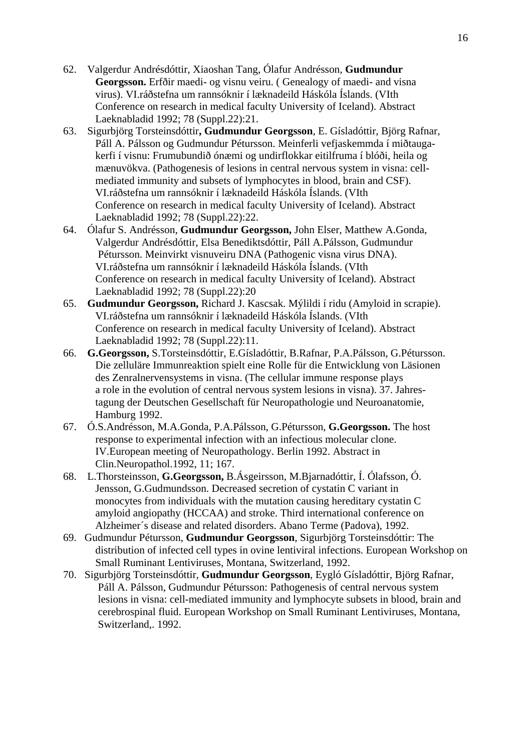62. Valgerdur Andrésdóttir, Xiaoshan Tang, Ólafur Andrésson, **Gudmundur Georgsson.** Erfðir maedi- og visnu veiru. ( Genealogy of maedi- and visna virus). VI.ráðstefna um rannsóknir í læknadeild Háskóla Íslands. (VIth Conference on research in medical faculty University of Iceland). Abstract Laeknabladid 1992; 78 (Suppl.22):21.

63. Sigurbjörg Torsteinsdóttir**, Gudmundur Georgsson**, E. Gísladóttir, Björg Rafnar, Páll A. Pálsson og Gudmundur Pétursson. Meinferli vefjaskemmda í miðtauga-kerfi í visnu: Frumubundið ónæmi og undirflokkar eitilfruma í blóði, heila og mænuvökva. (Pathogenesis of lesions in central nervous system in visna: cell-mediated immunity and subsets of lymphocytes in blood, brain and CSF). VI.ráðstefna um rannsóknir í læknadeild Háskóla Íslands. (VIth Conference on research in medical faculty University of Iceland). Abstract Laeknabladid 1992; 78 (Suppl.22):22.

64. Ólafur S. Andrésson, **Gudmundur Georgsson,** John Elser, Matthew A.Gonda, Valgerdur Andrésdóttir, Elsa Benediktsdóttir, Páll A.Pálsson, Gudmundur Pétursson. Meinvirkt visnuveiru DNA (Pathogenic visna virus DNA). VI.ráðstefna um rannsóknir í læknadeild Háskóla Íslands. (VIth Conference on research in medical faculty University of Iceland). Abstract Laeknabladid 1992; 78 (Suppl.22):20

65. **Gudmundur Georgsson,** Richard J. Kascsak. Mýlildi í ridu (Amyloid in scrapie). VI.ráðstefna um rannsóknir í læknadeild Háskóla Íslands. (VIth Conference on research in medical faculty University of Iceland). Abstract Laeknabladid 1992; 78 (Suppl.22):11.

66. **G.Georgsson,** S.Torsteinsdóttir, E.Gísladóttir, B.Rafnar, P.A.Pálsson, G.Pétursson. Die zelluläre Immunreaktion spielt eine Rolle für die Entwicklung von Läsionen des Zenralnervensystems in visna. (The cellular immune response plays a role in the evolution of central nervous system lesions in visna). 37. Jahres-tagung der Deutschen Gesellschaft für Neuropathologie und Neuroanatomie, Hamburg 1992.

67. Ó.S.Andrésson, M.A.Gonda, P.A.Pálsson, G.Pétursson, **G.Georgsson.** The host response to experimental infection with an infectious molecular clone. IV.European meeting of Neuropathology. Berlin 1992. Abstract in Clin.Neuropathol.1992, 11; 167.

68. L.Thorsteinsson, **G.Georgsson,** B.Ásgeirsson, M.Bjarnadóttir, Í. Ólafsson, Ó. Jensson, G.Gudmundsson. Decreased secretion of cystatin C variant in monocytes from individuals with the mutation causing hereditary cystatin C amyloid angiopathy (HCCAA) and stroke. Third international conference on Alzheimer´s disease and related disorders. Abano Terme (Padova), 1992.

69. Gudmundur Pétursson, **Gudmundur Georgsson**, Sigurbjörg Torsteinsdóttir: The distribution of infected cell types in ovine lentiviral infections. European Workshop on Small Ruminant Lentiviruses, Montana, Switzerland, 1992.

70. Sigurbjörg Torsteinsdóttir, **Gudmundur Georgsson**, Eygló Gísladóttir, Björg Rafnar, Páll A. Pálsson, Gudmundur Pétursson: Pathogenesis of central nervous system lesions in visna: cell-mediated immunity and lymphocyte subsets in blood, brain and cerebrospinal fluid. European Workshop on Small Ruminant Lentiviruses, Montana, Switzerland,. 1992.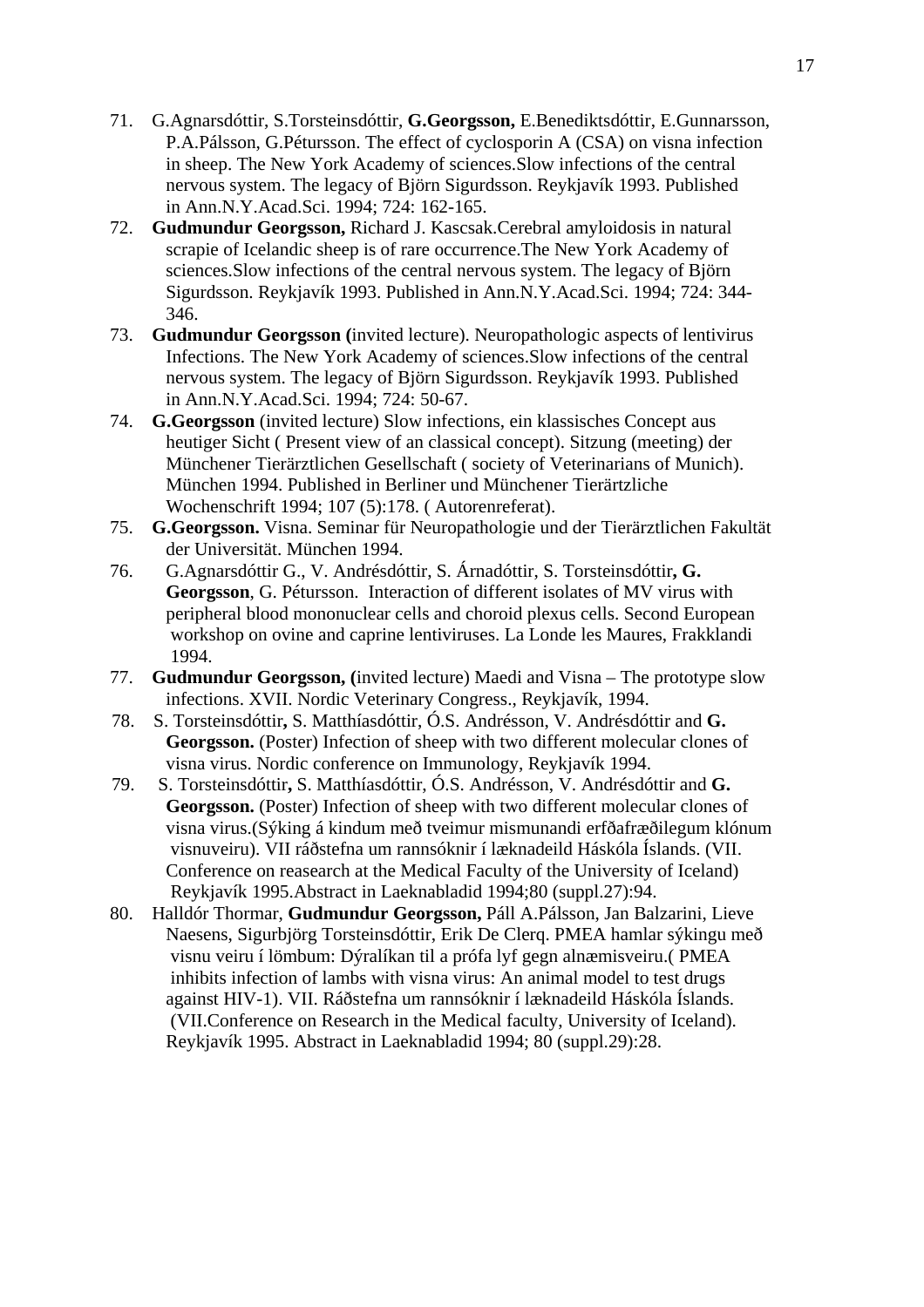71. G.Agnarsdóttir, S.Torsteinsdóttir, **G.Georgsson,** E.Benediktsdóttir, E.Gunnarsson, P.A.Pálsson, G.Pétursson. The effect of cyclosporin A (CSA) on visna infection in sheep. The New York Academy of sciences.Slow infections of the central nervous system. The legacy of Björn Sigurdsson. Reykjavík 1993. Published in Ann.N.Y.Acad.Sci. 1994; 724: 162-165.
72. **Gudmundur Georgsson,** Richard J. Kascsak.Cerebral amyloidosis in natural scrapie of Icelandic sheep is of rare occurrence.The New York Academy of sciences.Slow infections of the central nervous system. The legacy of Björn Sigurdsson. Reykjavík 1993. Published in Ann.N.Y.Acad.Sci. 1994; 724: 344-346.
73. **Gudmundur Georgsson (**invited lecture). Neuropathologic aspects of lentivirus Infections. The New York Academy of sciences.Slow infections of the central nervous system. The legacy of Björn Sigurdsson. Reykjavík 1993. Published in Ann.N.Y.Acad.Sci. 1994; 724: 50-67.
74. **G.Georgsson** (invited lecture) Slow infections, ein klassisches Concept aus heutiger Sicht ( Present view of an classical concept). Sitzung (meeting) der Münchener Tierärztlichen Gesellschaft ( society of Veterinarians of Munich). München 1994. Published in Berliner und Münchener Tierärtzliche Wochenschrift 1994; 107 (5):178. ( Autorenreferat).
75. **G.Georgsson.** Visna. Seminar für Neuropathologie und der Tierärztlichen Fakultät der Universität. München 1994.
76. G.Agnarsdóttir G., V. Andrésdóttir, S. Árnadóttir, S. Torsteinsdóttir**, G. Georgsson**, G. Pétursson. Interaction of different isolates of MV virus with peripheral blood mononuclear cells and choroid plexus cells. Second European workshop on ovine and caprine lentiviruses. La Londe les Maures, Frakklandi 1994.
77. **Gudmundur Georgsson, (**invited lecture) Maedi and Visna – The prototype slow infections. XVII. Nordic Veterinary Congress., Reykjavík, 1994.
78. S. Torsteinsdóttir**,** S. Matthíasdóttir, Ó.S. Andrésson, V. Andrésdóttir and **G. Georgsson.** (Poster) Infection of sheep with two different molecular clones of visna virus. Nordic conference on Immunology, Reykjavík 1994.
79. S. Torsteinsdóttir**,** S. Matthíasdóttir, Ó.S. Andrésson, V. Andrésdóttir and **G. Georgsson.** (Poster) Infection of sheep with two different molecular clones of visna virus.(Sýking á kindum með tveimur mismunandi erfðafræðilegum klónum visnuveiru). VII ráðstefna um rannsóknir í læknadeild Háskóla Íslands. (VII. Conference on reasearch at the Medical Faculty of the University of Iceland) Reykjavík 1995.Abstract in Laeknabladid 1994;80 (suppl.27):94.
80. Halldór Thormar, **Gudmundur Georgsson,** Páll A.Pálsson, Jan Balzarini, Lieve Naesens, Sigurbjörg Torsteinsdóttir, Erik De Clerq. PMEA hamlar sýkingu með visnu veiru í lömbum: Dýralíkan til a prófa lyf gegn alnæmisveiru.( PMEA inhibits infection of lambs with visna virus: An animal model to test drugs against HIV-1). VII. Ráðstefna um rannsóknir í læknadeild Háskóla Íslands. (VII.Conference on Research in the Medical faculty, University of Iceland). Reykjavík 1995. Abstract in Laeknabladid 1994; 80 (suppl.29):28.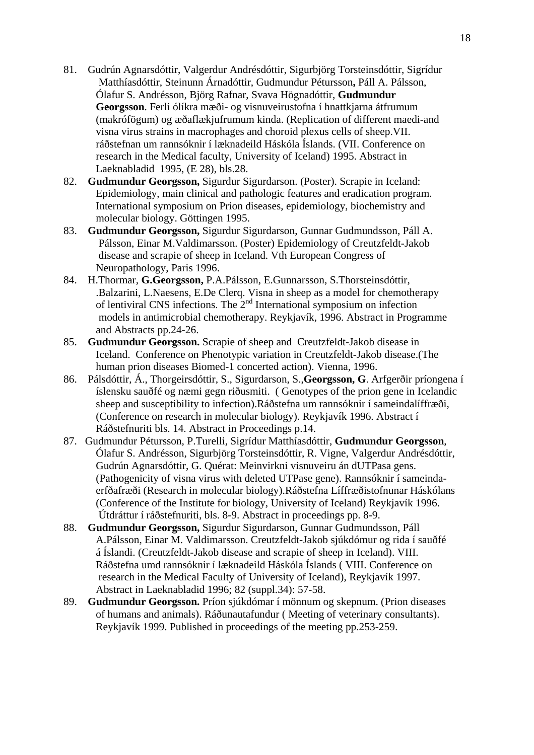81. Gudrún Agnarsdóttir, Valgerdur Andrésdóttir, Sigurbjörg Torsteinsdóttir, Sigrídur Matthíasdóttir, Steinunn Árnadóttir, Gudmundur Pétursson**,** Páll A. Pálsson, Ólafur S. Andrésson, Björg Rafnar, Svava Högnadóttir, **Gudmundur Georgsson**. Ferli ólíkra mæði- og visnuveirustofna í hnattkjarna átfrumum (makrófögum) og æðaflækjufrumum kinda. (Replication of different maedi-and visna virus strains in macrophages and choroid plexus cells of sheep.VII. ráðstefnan um rannsóknir í læknadeild Háskóla Íslands. (VII. Conference on research in the Medical faculty, University of Iceland) 1995. Abstract in Laeknabladid 1995, (E 28), bls.28.
82. **Gudmundur Georgsson,** Sigurdur Sigurdarson. (Poster). Scrapie in Iceland: Epidemiology, main clinical and pathologic features and eradication program. International symposium on Prion diseases, epidemiology, biochemistry and molecular biology. Göttingen 1995.
83. **Gudmundur Georgsson,** Sigurdur Sigurdarson, Gunnar Gudmundsson, Páll A. Pálsson, Einar M.Valdimarsson. (Poster) Epidemiology of Creutzfeldt-Jakob disease and scrapie of sheep in Iceland. Vth European Congress of Neuropathology, Paris 1996.
84. H.Thormar, **G.Georgsson,** P.A.Pálsson, E.Gunnarsson, S.Thorsteinsdóttir, .Balzarini, L.Naesens, E.De Clerq. Visna in sheep as a model for chemotherapy of lentiviral CNS infections. The 2nd International symposium on infection models in antimicrobial chemotherapy. Reykjavík, 1996. Abstract in Programme and Abstracts pp.24-26.
85. **Gudmundur Georgsson.** Scrapie of sheep and Creutzfeldt-Jakob disease in Iceland. Conference on Phenotypic variation in Creutzfeldt-Jakob disease.(The human prion diseases Biomed-1 concerted action). Vienna, 1996.
86. Pálsdóttir, Á., Thorgeirsdóttir, S., Sigurdarson, S.,**Georgsson, G**. Arfgerðir príongena í íslensku sauðfé og næmi gegn riðusmiti. ( Genotypes of the prion gene in Icelandic sheep and susceptibility to infection).Ráðstefna um rannsóknir í sameindalíffræði, (Conference on research in molecular biology). Reykjavík 1996. Abstract í Ráðstefnuriti bls. 14. Abstract in Proceedings p.14.
87. Gudmundur Pétursson, P.Turelli, Sigrídur Matthíasdóttir, **Gudmundur Georgsson**, Ólafur S. Andrésson, Sigurbjörg Torsteinsdóttir, R. Vigne, Valgerdur Andrésdóttir, Gudrún Agnarsdóttir, G. Quérat: Meinvirkni visnuveiru án dUTPasa gens. (Pathogenicity of visna virus with deleted UTPase gene). Rannsóknir í sameinda-erfðafræði (Research in molecular biology).Ráðstefna Líffræðistofnunar Háskólans (Conference of the Institute for biology, University of Iceland) Reykjavík 1996. Útdráttur í ráðstefnuriti, bls. 8-9. Abstract in proceedings pp. 8-9.
88. **Gudmundur Georgsson,** Sigurdur Sigurdarson, Gunnar Gudmundsson, Páll A.Pálsson, Einar M. Valdimarsson. Creutzfeldt-Jakob sjúkdómur og rida í sauðfé á Íslandi. (Creutzfeldt-Jakob disease and scrapie of sheep in Iceland). VIII. Ráðstefna umd rannsóknir í læknadeild Háskóla Íslands ( VIII. Conference on research in the Medical Faculty of University of Iceland), Reykjavík 1997. Abstract in Laeknabladid 1996; 82 (suppl.34): 57-58.
89. **Gudmundur Georgsson.** Príon sjúkdómar í mönnum og skepnum. (Prion diseases of humans and animals). Ráðunautafundur ( Meeting of veterinary consultants). Reykjavík 1999. Published in proceedings of the meeting pp.253-259.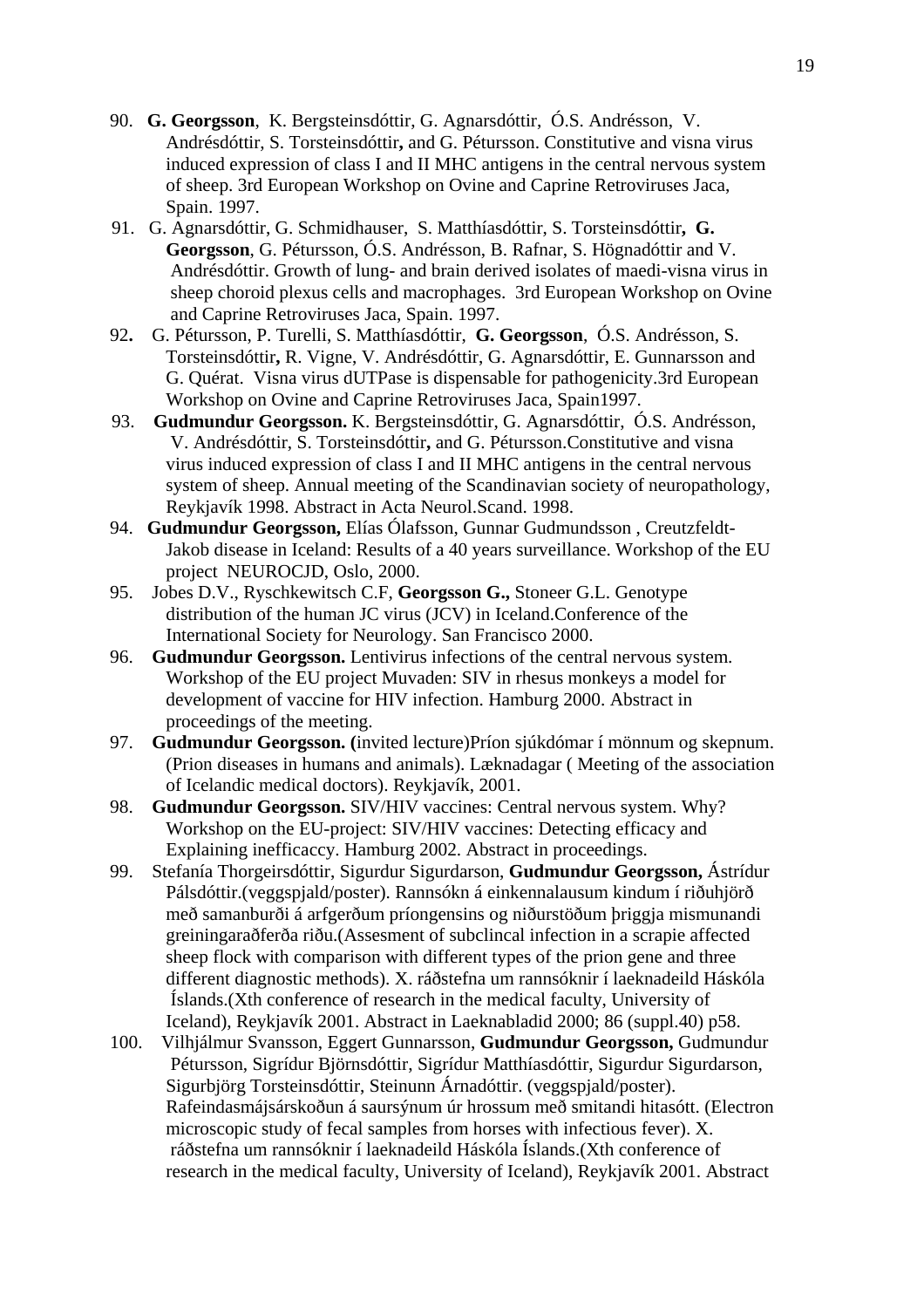90. **G. Georgsson**, K. Bergsteinsdóttir, G. Agnarsdóttir, Ó.S. Andrésson, V. Andrésdóttir, S. Torsteinsdóttir**,** and G. Pétursson. Constitutive and visna virus induced expression of class I and II MHC antigens in the central nervous system of sheep. 3rd European Workshop on Ovine and Caprine Retroviruses Jaca, Spain. 1997.
91. G. Agnarsdóttir, G. Schmidhauser, S. Matthíasdóttir, S. Torsteinsdóttir**, G. Georgsson**, G. Pétursson, Ó.S. Andrésson, B. Rafnar, S. Högnadóttir and V. Andrésdóttir. Growth of lung- and brain derived isolates of maedi-visna virus in sheep choroid plexus cells and macrophages. 3rd European Workshop on Ovine and Caprine Retroviruses Jaca, Spain. 1997.
92**.** G. Pétursson, P. Turelli, S. Matthíasdóttir, **G. Georgsson**, Ó.S. Andrésson, S. Torsteinsdóttir**,** R. Vigne, V. Andrésdóttir, G. Agnarsdóttir, E. Gunnarsson and G. Quérat. Visna virus dUTPase is dispensable for pathogenicity.3rd European Workshop on Ovine and Caprine Retroviruses Jaca, Spain1997.
93. **Gudmundur Georgsson.** K. Bergsteinsdóttir, G. Agnarsdóttir, Ó.S. Andrésson, V. Andrésdóttir, S. Torsteinsdóttir**,** and G. Pétursson.Constitutive and visna virus induced expression of class I and II MHC antigens in the central nervous system of sheep. Annual meeting of the Scandinavian society of neuropathology, Reykjavík 1998. Abstract in Acta Neurol.Scand. 1998.
94. **Gudmundur Georgsson,** Elías Ólafsson, Gunnar Gudmundsson , Creutzfeldt-Jakob disease in Iceland: Results of a 40 years surveillance. Workshop of the EU project NEUROCJD, Oslo, 2000.
95. Jobes D.V., Ryschkewitsch C.F, **Georgsson G.,** Stoneer G.L. Genotype distribution of the human JC virus (JCV) in Iceland.Conference of the International Society for Neurology. San Francisco 2000.
96. **Gudmundur Georgsson.** Lentivirus infections of the central nervous system. Workshop of the EU project Muvaden: SIV in rhesus monkeys a model for development of vaccine for HIV infection. Hamburg 2000. Abstract in proceedings of the meeting.
97. **Gudmundur Georgsson. (**invited lecture)Príon sjúkdómar í mönnum og skepnum. (Prion diseases in humans and animals). Læknadagar ( Meeting of the association of Icelandic medical doctors). Reykjavík, 2001.
98. **Gudmundur Georgsson.** SIV/HIV vaccines: Central nervous system. Why? Workshop on the EU-project: SIV/HIV vaccines: Detecting efficacy and Explaining inefficaccy. Hamburg 2002. Abstract in proceedings.
99. Stefanía Thorgeirsdóttir, Sigurdur Sigurdarson, **Gudmundur Georgsson,** Ástrídur Pálsdóttir.(veggspjald/poster). Rannsókn á einkennalausum kindum í riðuhjörð með samanburði á arfgerðum príongensins og niðurstöðum þriggja mismunandi greiningaraðferða riðu.(Assesment of subclincal infection in a scrapie affected sheep flock with comparison with different types of the prion gene and three different diagnostic methods). X. ráðstefna um rannsóknir í laeknadeild Háskóla Íslands.(Xth conference of research in the medical faculty, University of Iceland), Reykjavík 2001. Abstract in Laeknabladid 2000; 86 (suppl.40) p58.
100. Vilhjálmur Svansson, Eggert Gunnarsson, **Gudmundur Georgsson,** Gudmundur Pétursson, Sigrídur Björnsdóttir, Sigrídur Matthíasdóttir, Sigurdur Sigurdarson, Sigurbjörg Torsteinsdóttir, Steinunn Árnadóttir. (veggspjald/poster). Rafeindasmájsárskoðun á saursýnum úr hrossum með smitandi hitasótt. (Electron microscopic study of fecal samples from horses with infectious fever). X. ráðstefna um rannsóknir í laeknadeild Háskóla Íslands.(Xth conference of research in the medical faculty, University of Iceland), Reykjavík 2001. Abstract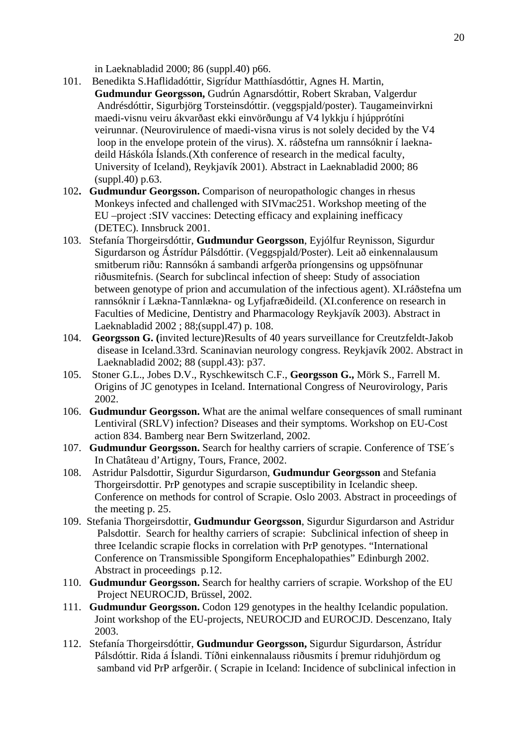in Laeknabladid 2000; 86 (suppl.40) p66.

101. Benedikta S.Haflidadóttir, Sigrídur Matthíasdóttir, Agnes H. Martin, **Gudmundur Georgsson,** Gudrún Agnarsdóttir, Robert Skraban, Valgerdur Andrésdóttir, Sigurbjörg Torsteinsdóttir. (veggspjald/poster). Taugameinvirkni maedi-visnu veiru ákvarðast ekki einvörðungu af V4 lykkju í hjúpprótíni veirunnar. (Neurovirulence of maedi-visna virus is not solely decided by the V4 loop in the envelope protein of the virus). X. ráðstefna um rannsóknir í laekna-deild Háskóla Íslands.(Xth conference of research in the medical faculty, University of Iceland), Reykjavík 2001). Abstract in Laeknabladid 2000; 86 (suppl.40) p.63.

102. **Gudmundur Georgsson.** Comparison of neuropathologic changes in rhesus Monkeys infected and challenged with SIVmac251. Workshop meeting of the EU –project :SIV vaccines: Detecting efficacy and explaining inefficacy (DETEC). Innsbruck 2001.

103. Stefanía Thorgeirsdóttir, **Gudmundur Georgsson**, Eyjólfur Reynisson, Sigurdur Sigurdarson og Ástrídur Pálsdóttir. (Veggspjald/Poster). Leit að einkennalausum smitberum riðu: Rannsókn á sambandi arfgerða príongensins og uppsöfnunar riðusmitefnis. (Search for subclincal infection of sheep: Study of association between genotype of prion and accumulation of the infectious agent). XI.ráðstefna um rannsóknir í Lækna-Tannlækna- og Lyfjafræðideild. (XI.conference on research in Faculties of Medicine, Dentistry and Pharmacology Reykjavík 2003). Abstract in Laeknabladid 2002 ; 88;(suppl.47) p. 108.

104. **Georgsson G. (**invited lecture)Results of 40 years surveillance for Creutzfeldt-Jakob disease in Iceland.33rd. Scaninavian neurology congress. Reykjavík 2002. Abstract in Laeknabladid 2002; 88 (suppl.43): p37.

105. Stoner G.L., Jobes D.V., Ryschkewitsch C.F., **Georgsson G.,** Mörk S., Farrell M. Origins of JC genotypes in Iceland. International Congress of Neurovirology, Paris 2002.

106. **Gudmundur Georgsson.** What are the animal welfare consequences of small ruminant Lentiviral (SRLV) infection? Diseases and their symptoms. Workshop on EU-Cost action 834. Bamberg near Bern Switzerland, 2002.

107. **Gudmundur Georgsson.** Search for healthy carriers of scrapie. Conference of TSE´s In Chatâteau d'Artigny, Tours, France, 2002.

108. Astridur Palsdottir, Sigurdur Sigurdarson, **Gudmundur Georgsson** and Stefania Thorgeirsdottir. PrP genotypes and scrapie susceptibility in Icelandic sheep. Conference on methods for control of Scrapie. Oslo 2003. Abstract in proceedings of the meeting p. 25.

109. Stefania Thorgeirsdottir, **Gudmundur Georgsson**, Sigurdur Sigurdarson and Astridur Palsdottir. Search for healthy carriers of scrapie: Subclinical infection of sheep in three Icelandic scrapie flocks in correlation with PrP genotypes. "International Conference on Transmissible Spongiform Encephalopathies" Edinburgh 2002. Abstract in proceedings p.12.

110. **Gudmundur Georgsson.** Search for healthy carriers of scrapie. Workshop of the EU Project NEUROCJD, Brüssel, 2002.

111. **Gudmundur Georgsson.** Codon 129 genotypes in the healthy Icelandic population. Joint workshop of the EU-projects, NEUROCJD and EUROCJD. Descenzano, Italy 2003.

112. Stefanía Thorgeirsdóttir, **Gudmundur Georgsson,** Sigurdur Sigurdarson, Ástrídur Pálsdóttir. Rida á Íslandi. Tíðni einkennalauss riðusmits í þremur riduhjördum og samband vid PrP arfgerðir. ( Scrapie in Iceland: Incidence of subclinical infection in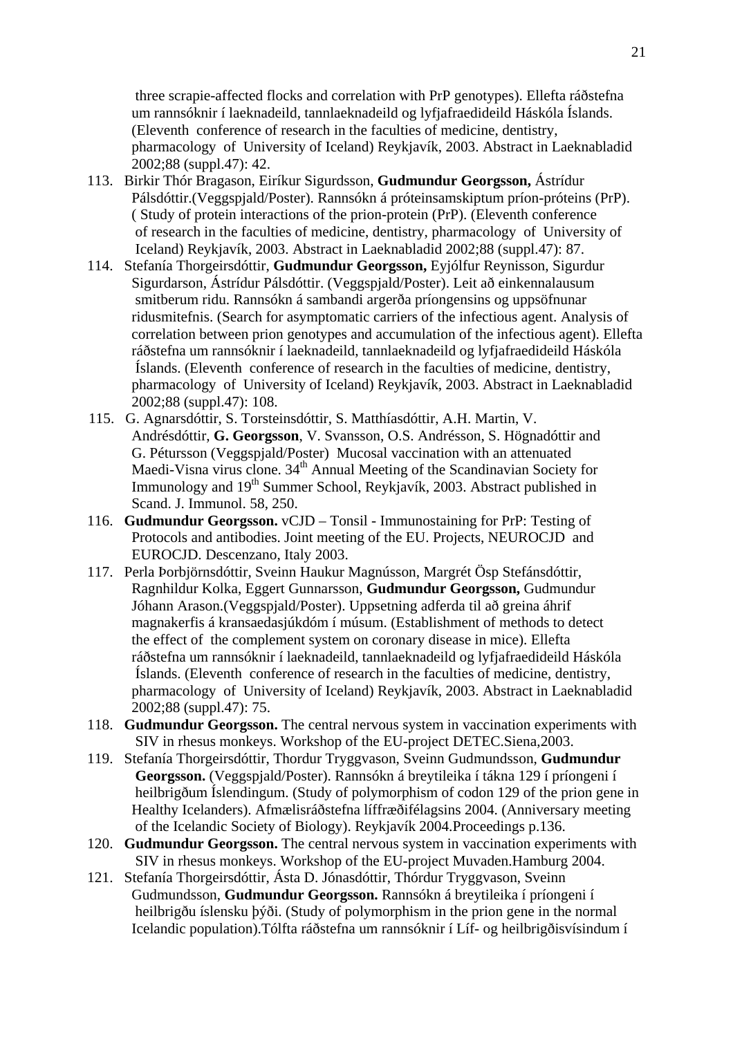three scrapie-affected flocks and correlation with PrP genotypes). Ellefta ráðstefna um rannsóknir í laeknadeild, tannlaeknadeild og lyfjafraedideild Háskóla Íslands. (Eleventh conference of research in the faculties of medicine, dentistry, pharmacology of University of Iceland) Reykjavík, 2003. Abstract in Laeknabladid 2002;88 (suppl.47): 42.

113. Birkir Thór Bragason, Eiríkur Sigurdsson, **Gudmundur Georgsson,** Ástrídur Pálsdóttir.(Veggspjald/Poster). Rannsókn á próteinsamskiptum príon-próteins (PrP). ( Study of protein interactions of the prion-protein (PrP). (Eleventh conference of research in the faculties of medicine, dentistry, pharmacology of University of Iceland) Reykjavík, 2003. Abstract in Laeknabladid 2002;88 (suppl.47): 87.

114. Stefanía Thorgeirsdóttir, **Gudmundur Georgsson,** Eyjólfur Reynisson, Sigurdur Sigurdarson, Ástrídur Pálsdóttir. (Veggspjald/Poster). Leit að einkennalausum smitberum ridu. Rannsókn á sambandi argerða príongensins og uppsöfnunar ridusmitefnis. (Search for asymptomatic carriers of the infectious agent. Analysis of correlation between prion genotypes and accumulation of the infectious agent). Ellefta ráðstefna um rannsóknir í laeknadeild, tannlaeknadeild og lyfjafraedideild Háskóla Íslands. (Eleventh conference of research in the faculties of medicine, dentistry, pharmacology of University of Iceland) Reykjavík, 2003. Abstract in Laeknabladid 2002;88 (suppl.47): 108.

115. G. Agnarsdóttir, S. Torsteinsdóttir, S. Matthíasdóttir, A.H. Martin, V. Andrésdóttir, **G. Georgsson**, V. Svansson, O.S. Andrésson, S. Högnadóttir and G. Pétursson (Veggspjald/Poster) Mucosal vaccination with an attenuated Maedi-Visna virus clone. 34th Annual Meeting of the Scandinavian Society for Immunology and 19th Summer School, Reykjavík, 2003. Abstract published in Scand. J. Immunol. 58, 250.

116. **Gudmundur Georgsson.** vCJD – Tonsil - Immunostaining for PrP: Testing of Protocols and antibodies. Joint meeting of the EU. Projects, NEUROCJD and EUROCJD. Descenzano, Italy 2003.

117. Perla Þorbjörnsdóttir, Sveinn Haukur Magnússon, Margrét Ösp Stefánsdóttir, Ragnhildur Kolka, Eggert Gunnarsson, **Gudmundur Georgsson,** Gudmundur Jóhann Arason.(Veggspjald/Poster). Uppsetning adferda til að greina áhrif magnakerfis á kransaedasjúkdóm í músum. (Establishment of methods to detect the effect of the complement system on coronary disease in mice). Ellefta ráðstefna um rannsóknir í laeknadeild, tannlaeknadeild og lyfjafraedideild Háskóla Íslands. (Eleventh conference of research in the faculties of medicine, dentistry, pharmacology of University of Iceland) Reykjavík, 2003. Abstract in Laeknabladid 2002;88 (suppl.47): 75.

118. **Gudmundur Georgsson.** The central nervous system in vaccination experiments with SIV in rhesus monkeys. Workshop of the EU-project DETEC.Siena,2003.

119. Stefanía Thorgeirsdóttir, Thordur Tryggvason, Sveinn Gudmundsson, **Gudmundur Georgsson.** (Veggspjald/Poster). Rannsókn á breytileika í tákna 129 í príongeni í heilbrigðum Íslendingum. (Study of polymorphism of codon 129 of the prion gene in Healthy Icelanders). Afmælisráðstefna líffræðifélagsins 2004. (Anniversary meeting of the Icelandic Society of Biology). Reykjavík 2004.Proceedings p.136.

120. **Gudmundur Georgsson.** The central nervous system in vaccination experiments with SIV in rhesus monkeys. Workshop of the EU-project Muvaden.Hamburg 2004.

121. Stefanía Thorgeirsdóttir, Ásta D. Jónasdóttir, Thórdur Tryggvason, Sveinn Gudmundsson, **Gudmundur Georgsson.** Rannsókn á breytileika í príongeni í heilbrigðu íslensku þýði. (Study of polymorphism in the prion gene in the normal Icelandic population).Tólfta ráðstefna um rannsóknir í Líf- og heilbrigðisvísindum í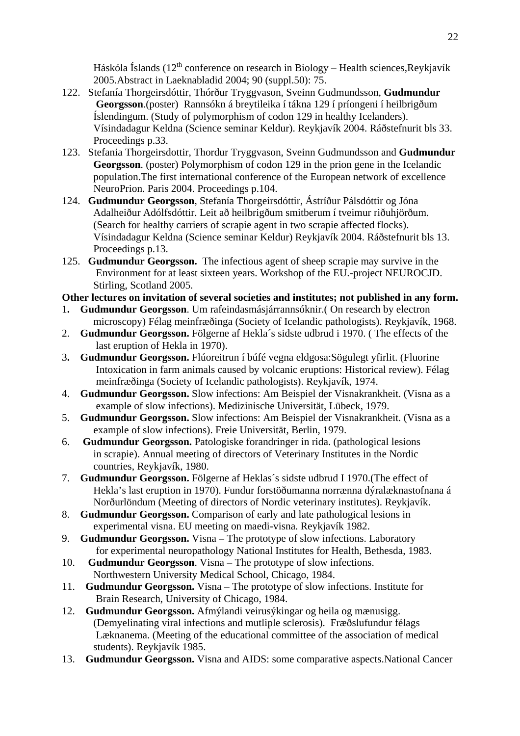Háskóla Íslands (12th conference on research in Biology – Health sciences,Reykjavík 2005.Abstract in Laeknabladid 2004; 90 (suppl.50): 75.

122. Stefanía Thorgeirsdóttir, Thórður Tryggvason, Sveinn Gudmundsson, **Gudmundur Georgsson**.(poster) Rannsókn á breytileika í tákna 129 í príongeni í heilbrigðum Íslendingum. (Study of polymorphism of codon 129 in healthy Icelanders). Vísindadagur Keldna (Science seminar Keldur). Reykjavík 2004. Ráðstefnurit bls 33. Proceedings p.33.

123. Stefania Thorgeirsdottir, Thordur Tryggvason, Sveinn Gudmundsson and **Gudmundur Georgsson**. (poster) Polymorphism of codon 129 in the prion gene in the Icelandic population.The first international conference of the European network of excellence NeuroPrion. Paris 2004. Proceedings p.104.

124. **Gudmundur Georgsson**, Stefanía Thorgeirsdóttir, Ástríður Pálsdóttir og Jóna Adalheiður Adólfsdóttir. Leit að heilbrigðum smitberum í tveimur riðuhjörðum. (Search for healthy carriers of scrapie agent in two scrapie affected flocks). Vísindadagur Keldna (Science seminar Keldur) Reykjavík 2004. Ráðstefnurit bls 13. Proceedings p.13.

125. **Gudmundur Georgsson.** The infectious agent of sheep scrapie may survive in the Environment for at least sixteen years. Workshop of the EU.-project NEUROCJD. Stirling, Scotland 2005.

**Other lectures on invitation of several societies and institutes; not published in any form.**

1. **Gudmundur Georgsson**. Um rafeindasmásjárrannsóknir.( On research by electron microscopy) Félag meinfræðinga (Society of Icelandic pathologists). Reykjavík, 1968.
2. **Gudmundur Georgsson.** Fölgerne af Hekla´s sidste udbrud i 1970. ( The effects of the last eruption of Hekla in 1970).
3. **Gudmundur Georgsson.** Flúoreitrun í búfé vegna eldgosa:Sögulegt yfirlit. (Fluorine Intoxication in farm animals caused by volcanic eruptions: Historical review). Félag meinfræðinga (Society of Icelandic pathologists). Reykjavík, 1974.
4. **Gudmundur Georgsson.** Slow infections: Am Beispiel der Visnakrankheit. (Visna as a example of slow infections). Medizinische Universität, Lübeck, 1979.
5. **Gudmundur Georgsson.** Slow infections: Am Beispiel der Visnakrankheit. (Visna as a example of slow infections). Freie Universität, Berlin, 1979.
6. **Gudmundur Georgsson.** Patologiske forandringer in rida. (pathological lesions in scrapie). Annual meeting of directors of Veterinary Institutes in the Nordic countries, Reykjavík, 1980.
7. **Gudmundur Georgsson.** Fölgerne af Heklas´s sidste udbrud I 1970.(The effect of Hekla's last eruption in 1970). Fundur forstöðumanna norrænna dýralæknastofnana á Norðurlöndum (Meeting of directors of Nordic veterinary institutes). Reykjavík.
8. **Gudmundur Georgsson.** Comparison of early and late pathological lesions in experimental visna. EU meeting on maedi-visna. Reykjavík 1982.
9. **Gudmundur Georgsson.** Visna – The prototype of slow infections. Laboratory for experimental neuropathology National Institutes for Health, Bethesda, 1983.
10. **Gudmundur Georgsson**. Visna – The prototype of slow infections. Northwestern University Medical School, Chicago, 1984.
11. **Gudmundur Georgsson.** Visna – The prototype of slow infections. Institute for Brain Research, University of Chicago, 1984.
12. **Gudmundur Georgsson.** Afmýlandi veirusýkingar og heila og mænusigg. (Demyelinating viral infections and mutliple sclerosis). Fræðslufundur félags Læknanema. (Meeting of the educational committee of the association of medical students). Reykjavík 1985.
13. **Gudmundur Georgsson.** Visna and AIDS: some comparative aspects.National Cancer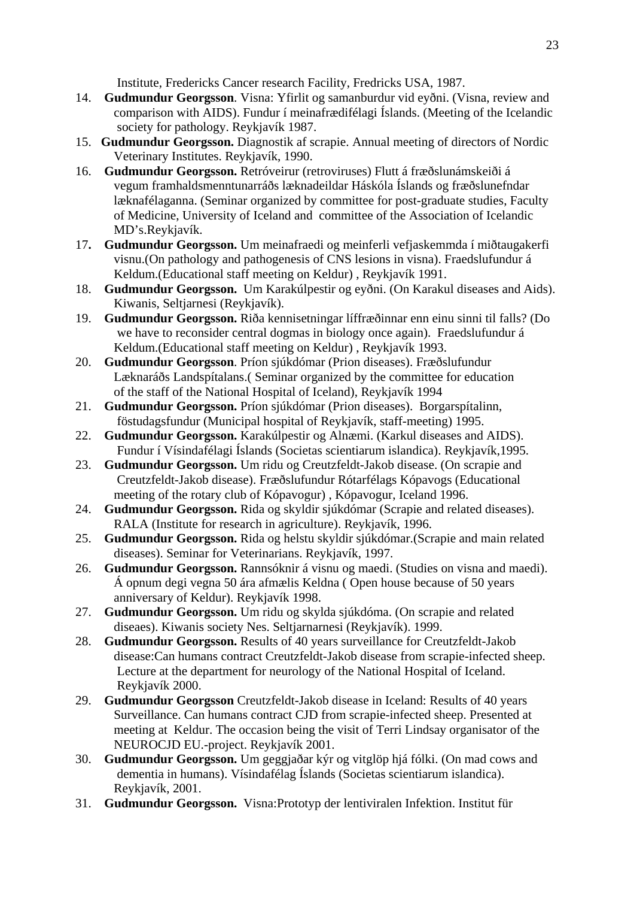Institute, Fredericks Cancer research Facility, Fredricks USA, 1987.

14. **Gudmundur Georgsson**. Visna: Yfirlit og samanburdur vid eyðni. (Visna, review and comparison with AIDS). Fundur í meinafrædifélagi Íslands. (Meeting of the Icelandic society for pathology. Reykjavík 1987.
15. **Gudmundur Georgsson.** Diagnostik af scrapie. Annual meeting of directors of Nordic Veterinary Institutes. Reykjavík, 1990.
16. **Gudmundur Georgsson.** Retróveirur (retroviruses) Flutt á fræðslunámskeiði á vegum framhaldsmenntunarráðs læknadeildar Háskóla Íslands og fræðslunefndar læknafélaganna. (Seminar organized by committee for post-graduate studies, Faculty of Medicine, University of Iceland and committee of the Association of Icelandic MD's.Reykjavík.
17. **Gudmundur Georgsson.** Um meinafraedi og meinferli vefjaskemmda í miðtaugakerfi visnu.(On pathology and pathogenesis of CNS lesions in visna). Fraedslufundur á Keldum.(Educational staff meeting on Keldur) , Reykjavík 1991.
18. **Gudmundur Georgsson.** Um Karakúlpestir og eyðni. (On Karakul diseases and Aids). Kiwanis, Seltjarnesi (Reykjavík).
19. **Gudmundur Georgsson.** Riða kennisetningar líffræðinnar enn einu sinni til falls? (Do we have to reconsider central dogmas in biology once again). Fraedslufundur á Keldum.(Educational staff meeting on Keldur) , Reykjavík 1993.
20. **Gudmundur Georgsson**. Príon sjúkdómar (Prion diseases). Fræðslufundur Læknaráðs Landspítalans.( Seminar organized by the committee for education of the staff of the National Hospital of Iceland), Reykjavík 1994
21. **Gudmundur Georgsson.** Príon sjúkdómar (Prion diseases). Borgarspítalinn, föstudagsfundur (Municipal hospital of Reykjavík, staff-meeting) 1995.
22. **Gudmundur Georgsson.** Karakúlpestir og Alnæmi. (Karkul diseases and AIDS). Fundur í Vísindafélagi Íslands (Societas scientiarum islandica). Reykjavík,1995.
23. **Gudmundur Georgsson.** Um ridu og Creutzfeldt-Jakob disease. (On scrapie and Creutzfeldt-Jakob disease). Fræðslufundur Rótarfélags Kópavogs (Educational meeting of the rotary club of Kópavogur) , Kópavogur, Iceland 1996.
24. **Gudmundur Georgsson.** Rida og skyldir sjúkdómar (Scrapie and related diseases). RALA (Institute for research in agriculture). Reykjavík, 1996.
25. **Gudmundur Georgsson.** Rida og helstu skyldir sjúkdómar.(Scrapie and main related diseases). Seminar for Veterinarians. Reykjavík, 1997.
26. **Gudmundur Georgsson.** Rannsóknir á visnu og maedi. (Studies on visna and maedi). Á opnum degi vegna 50 ára afmælis Keldna ( Open house because of 50 years anniversary of Keldur). Reykjavík 1998.
27. **Gudmundur Georgsson.** Um ridu og skylda sjúkdóma. (On scrapie and related diseaes). Kiwanis society Nes. Seltjarnarnesi (Reykjavík). 1999.
28. **Gudmundur Georgsson.** Results of 40 years surveillance for Creutzfeldt-Jakob disease:Can humans contract Creutzfeldt-Jakob disease from scrapie-infected sheep. Lecture at the department for neurology of the National Hospital of Iceland. Reykjavík 2000.
29. **Gudmundur Georgsson** Creutzfeldt-Jakob disease in Iceland: Results of 40 years Surveillance. Can humans contract CJD from scrapie-infected sheep. Presented at meeting at Keldur. The occasion being the visit of Terri Lindsay organisator of the NEUROCJD EU.-project. Reykjavík 2001.
30. **Gudmundur Georgsson.** Um geggjaðar kýr og vitglöp hjá fólki. (On mad cows and dementia in humans). Vísindafélag Íslands (Societas scientiarum islandica). Reykjavík, 2001.
31. **Gudmundur Georgsson.** Visna:Prototyp der lentiviralen Infektion. Institut für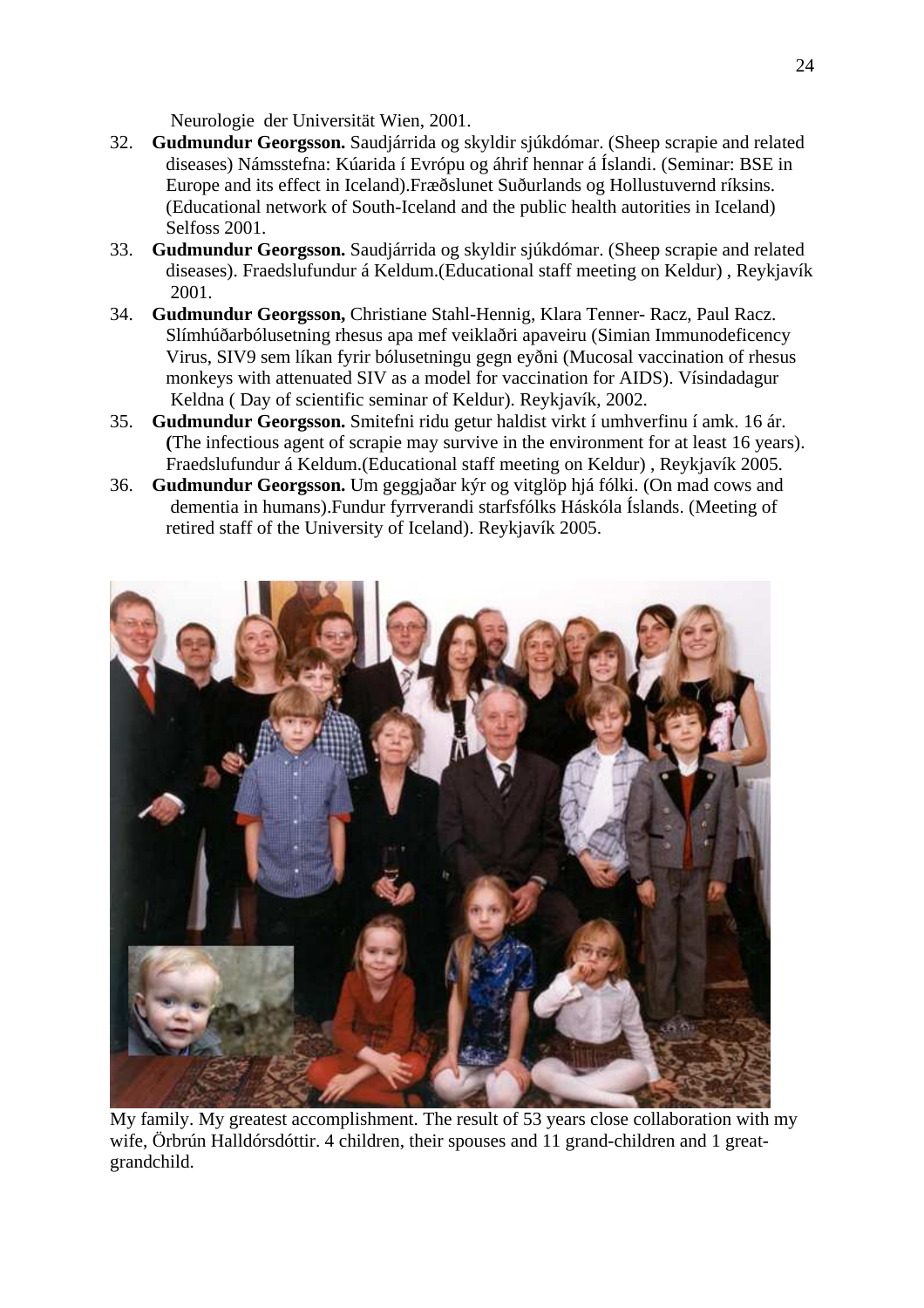Neurologie der Universität Wien, 2001.

32. **Gudmundur Georgsson.** Saudjárrida og skyldir sjúkdómar. (Sheep scrapie and related diseases) Námsstefna: Kúarida í Evrópu og áhrif hennar á Íslandi. (Seminar: BSE in Europe and its effect in Iceland).Fræðslunet Suðurlands og Hollustuvernd ríksins. (Educational network of South-Iceland and the public health autorities in Iceland) Selfoss 2001.
33. **Gudmundur Georgsson.** Saudjárrida og skyldir sjúkdómar. (Sheep scrapie and related diseases). Fraedslufundur á Keldum.(Educational staff meeting on Keldur) , Reykjavík 2001.
34. **Gudmundur Georgsson,** Christiane Stahl-Hennig, Klara Tenner- Racz, Paul Racz. Slímhúðarbólusetning rhesus apa mef veiklaðri apaveiru (Simian Immunodeficency Virus, SIV9 sem líkan fyrir bólusetningu gegn eyðni (Mucosal vaccination of rhesus monkeys with attenuated SIV as a model for vaccination for AIDS). Vísindadagur Keldna ( Day of scientific seminar of Keldur). Reykjavík, 2002.
35. **Gudmundur Georgsson.** Smitefni ridu getur haldist virkt í umhverfinu í amk. 16 ár. **(**The infectious agent of scrapie may survive in the environment for at least 16 years). Fraedslufundur á Keldum.(Educational staff meeting on Keldur) , Reykjavík 2005.
36. **Gudmundur Georgsson.** Um geggjaðar kýr og vitglöp hjá fólki. (On mad cows and dementia in humans).Fundur fyrrverandi starfsfólks Háskóla Íslands. (Meeting of retired staff of the University of Iceland). Reykjavík 2005.

My family. My greatest accomplishment. The result of 53 years close collaboration with my wife, Örbrún Halldórsdóttir. 4 children, their spouses and 11 grand-children and 1 great-grandchild.